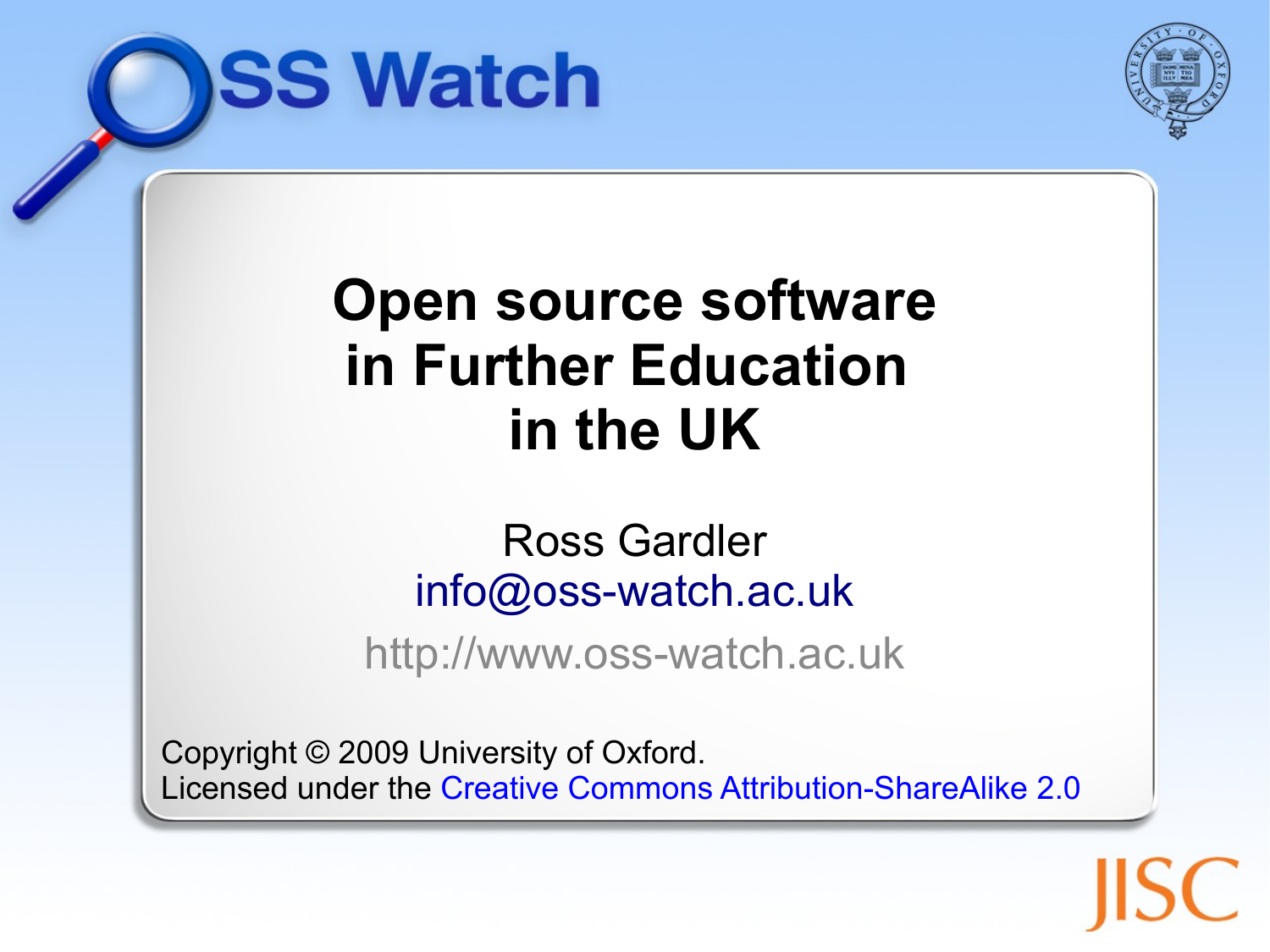OSS Watch

# Open source software in Further Education in the UK

Ross Gardler

info@oss-watch.ac.uk

http://www.oss-watch.ac.uk

Copyright © 2009 University of Oxford.
Licensed under the Creative Commons Attribution-ShareAlike 2.0

JISC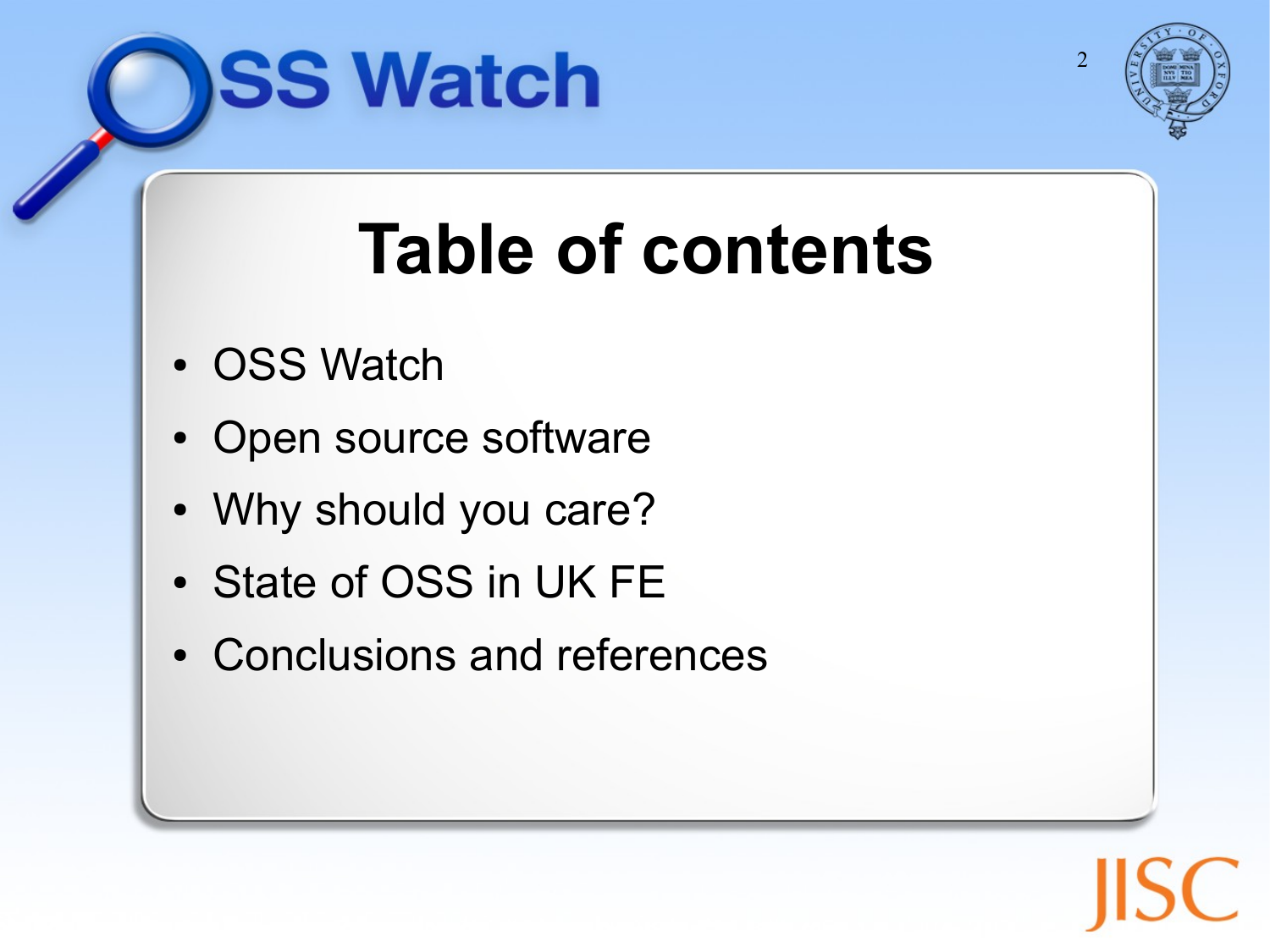# Table of contents

- OSS Watch
- Open source software
- Why should you care?
- State of OSS in UK FE
- Conclusions and references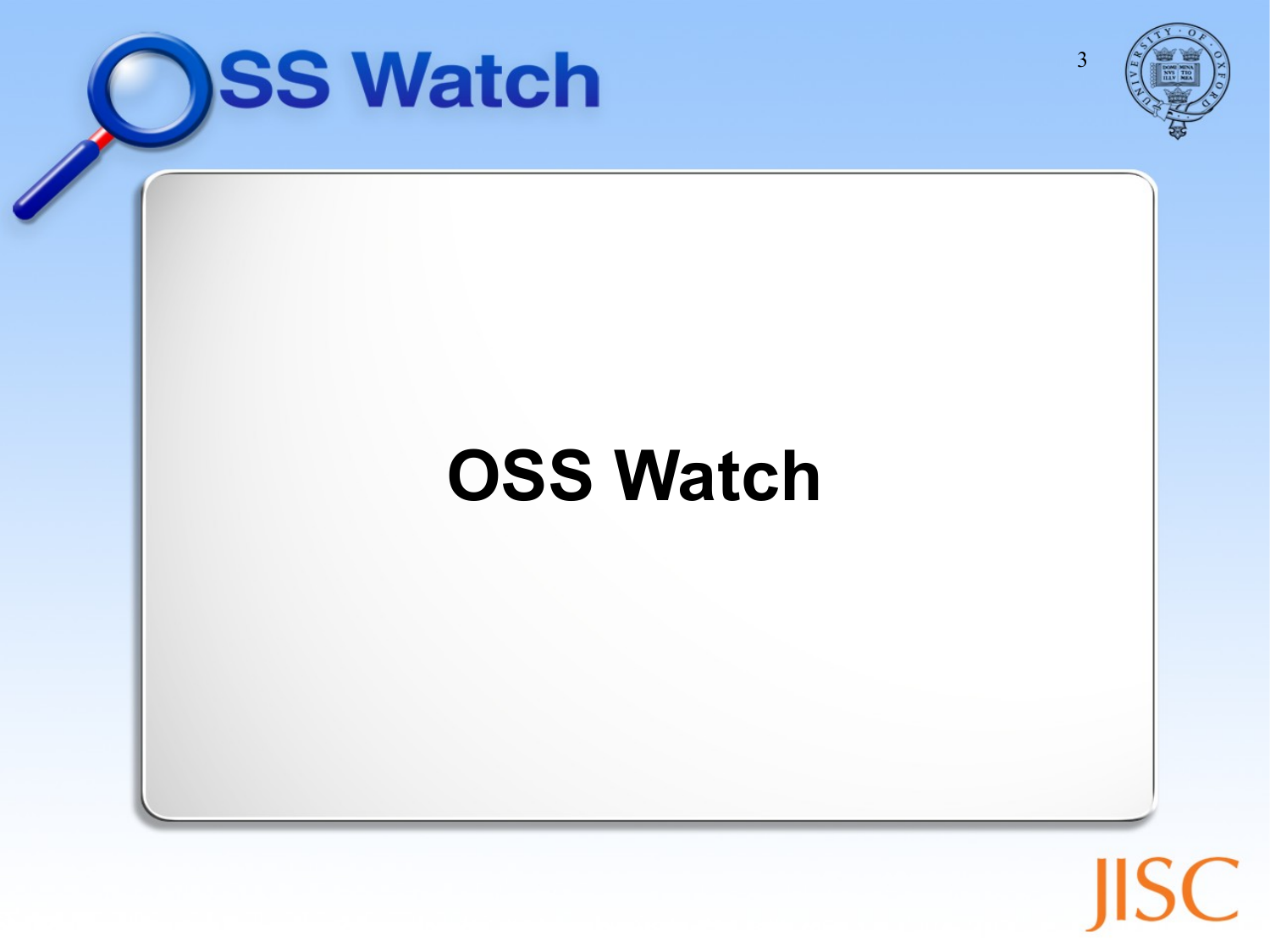# OSS Watch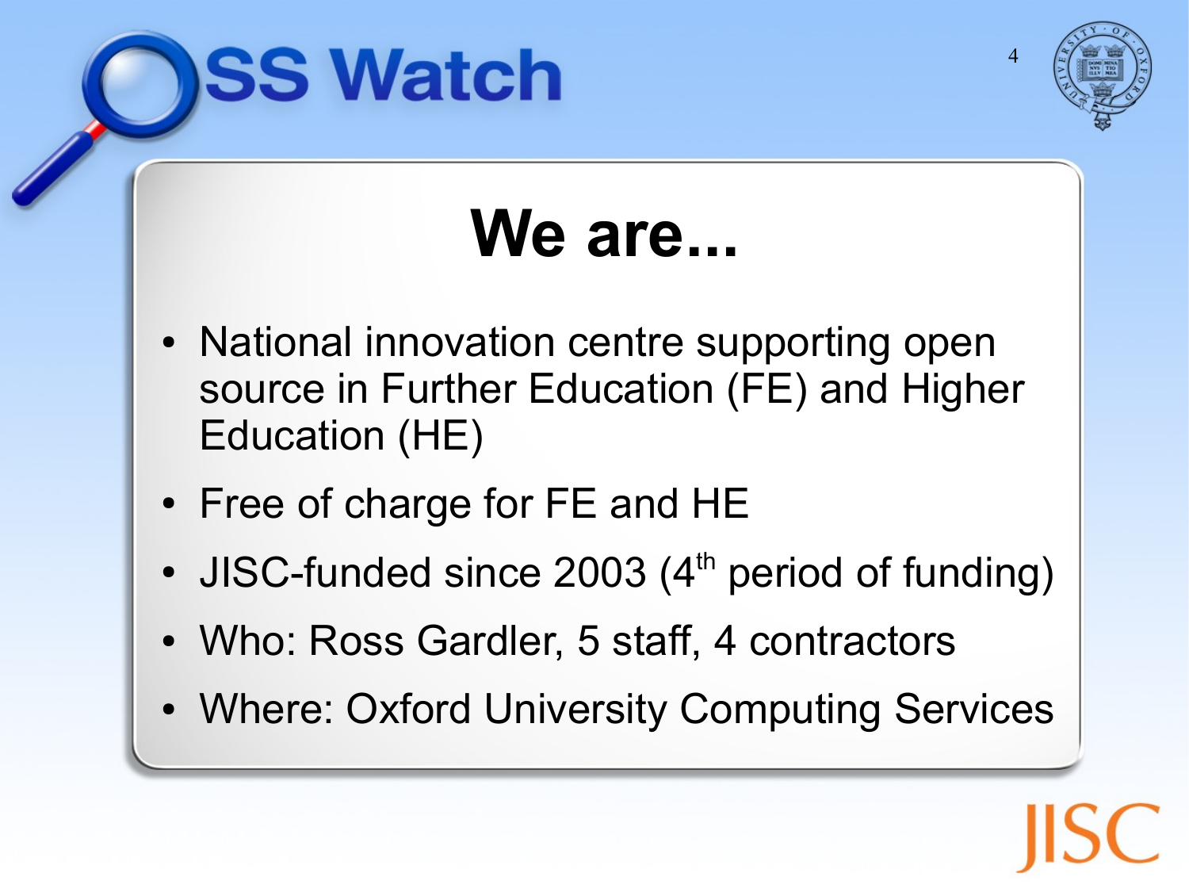# We are...

- National innovation centre supporting open source in Further Education (FE) and Higher Education (HE)
- Free of charge for FE and HE
- JISC-funded since 2003 ($4^{th}$ period of funding)
- Who: Ross Gardler, 5 staff, 4 contractors
- Where: Oxford University Computing Services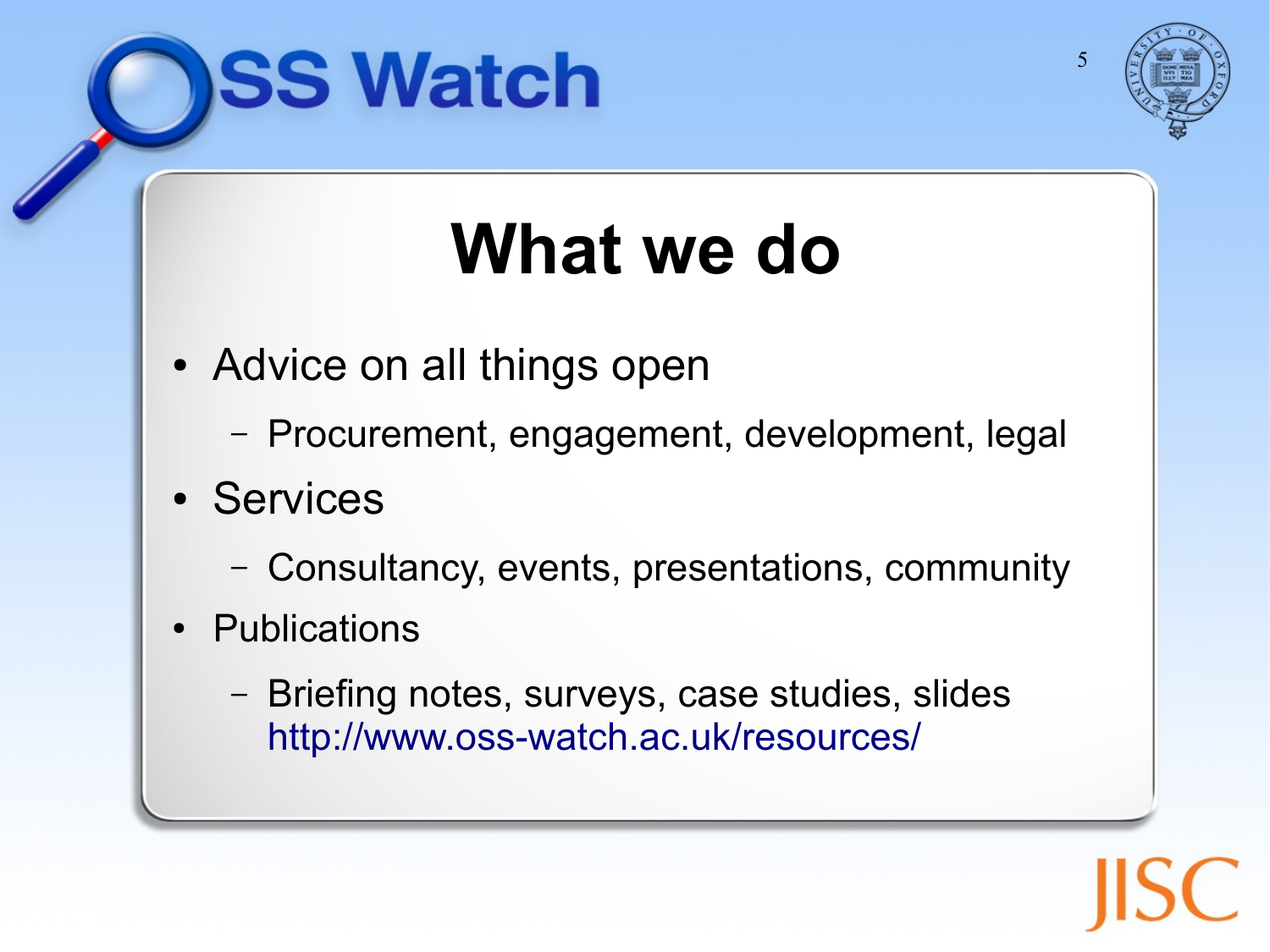# What we do

- Advice on all things open
  - Procurement, engagement, development, legal
- Services
  - Consultancy, events, presentations, community
- Publications
  - Briefing notes, surveys, case studies, slides http://www.oss-watch.ac.uk/resources/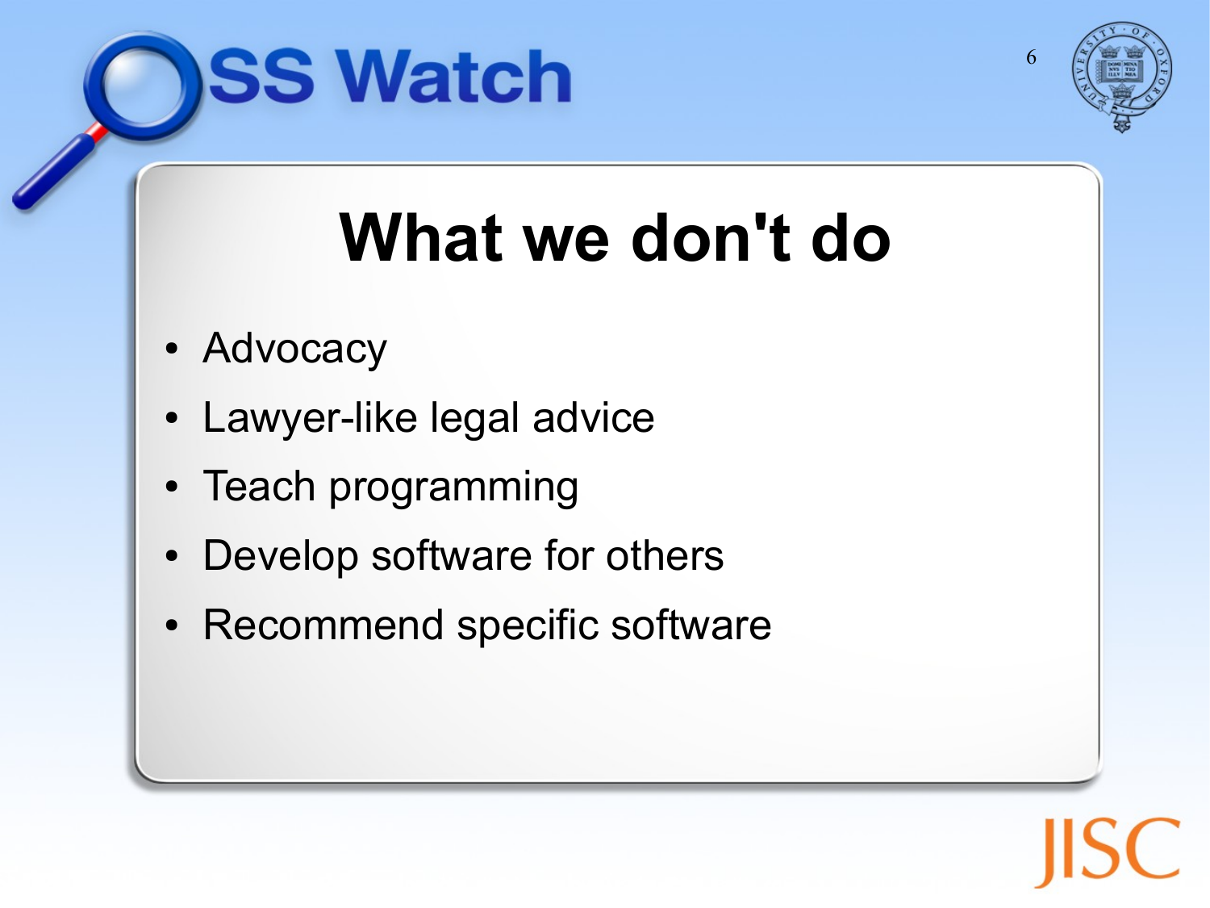# What we don't do

- Advocacy
- Lawyer-like legal advice
- Teach programming
- Develop software for others
- Recommend specific software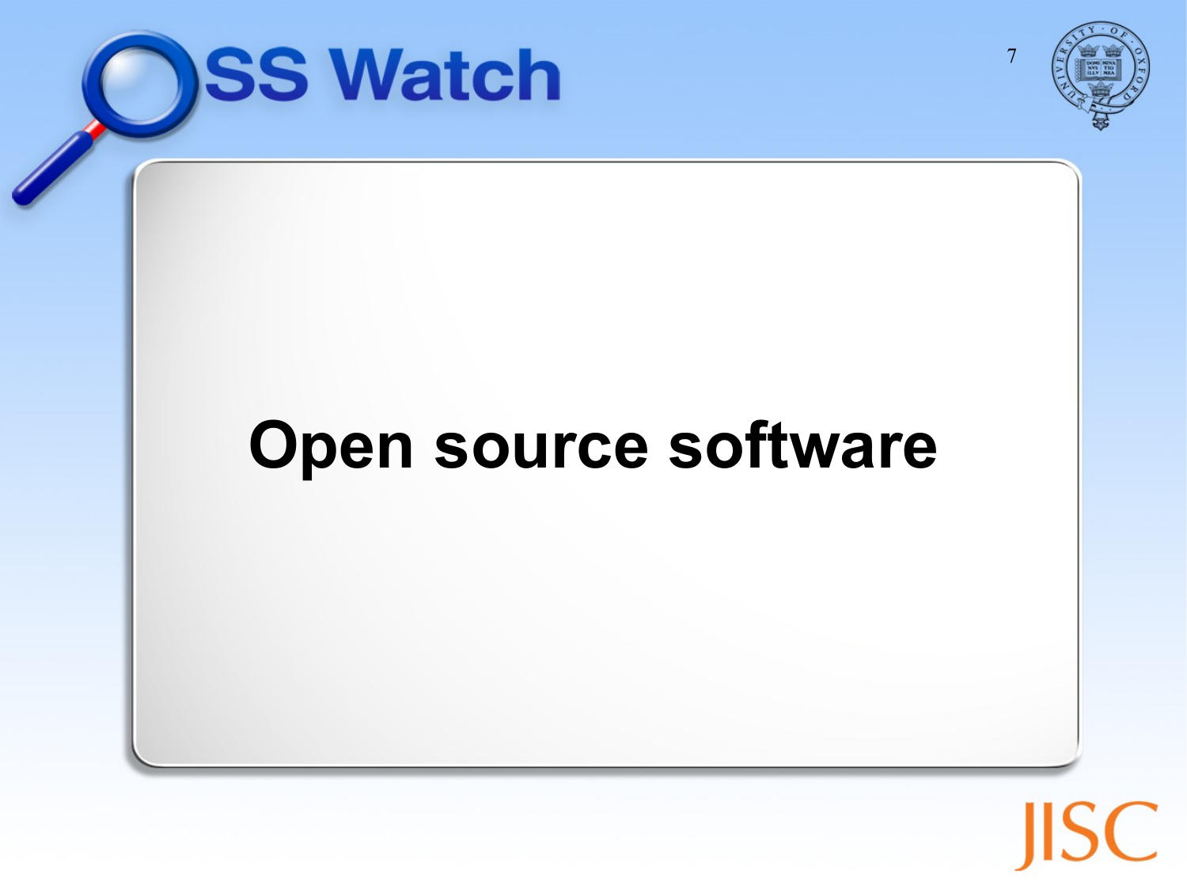# Open source software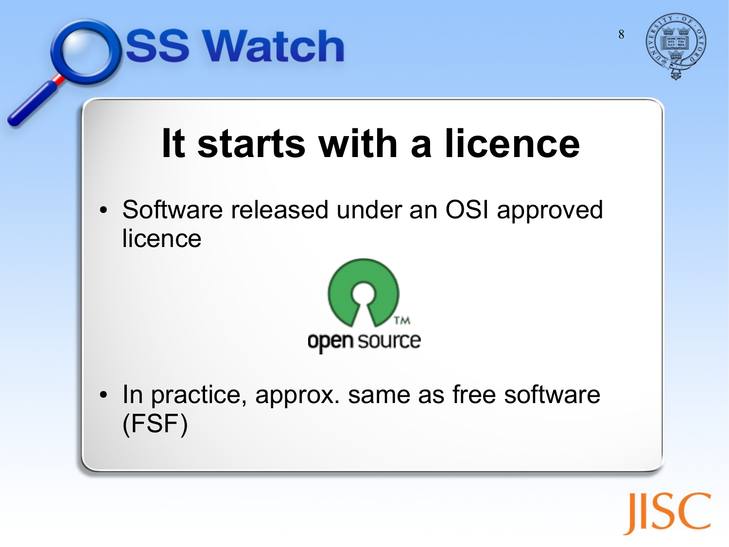# It starts with a licence

- Software released under an OSI approved licence

- In practice, approx. same as free software (FSF)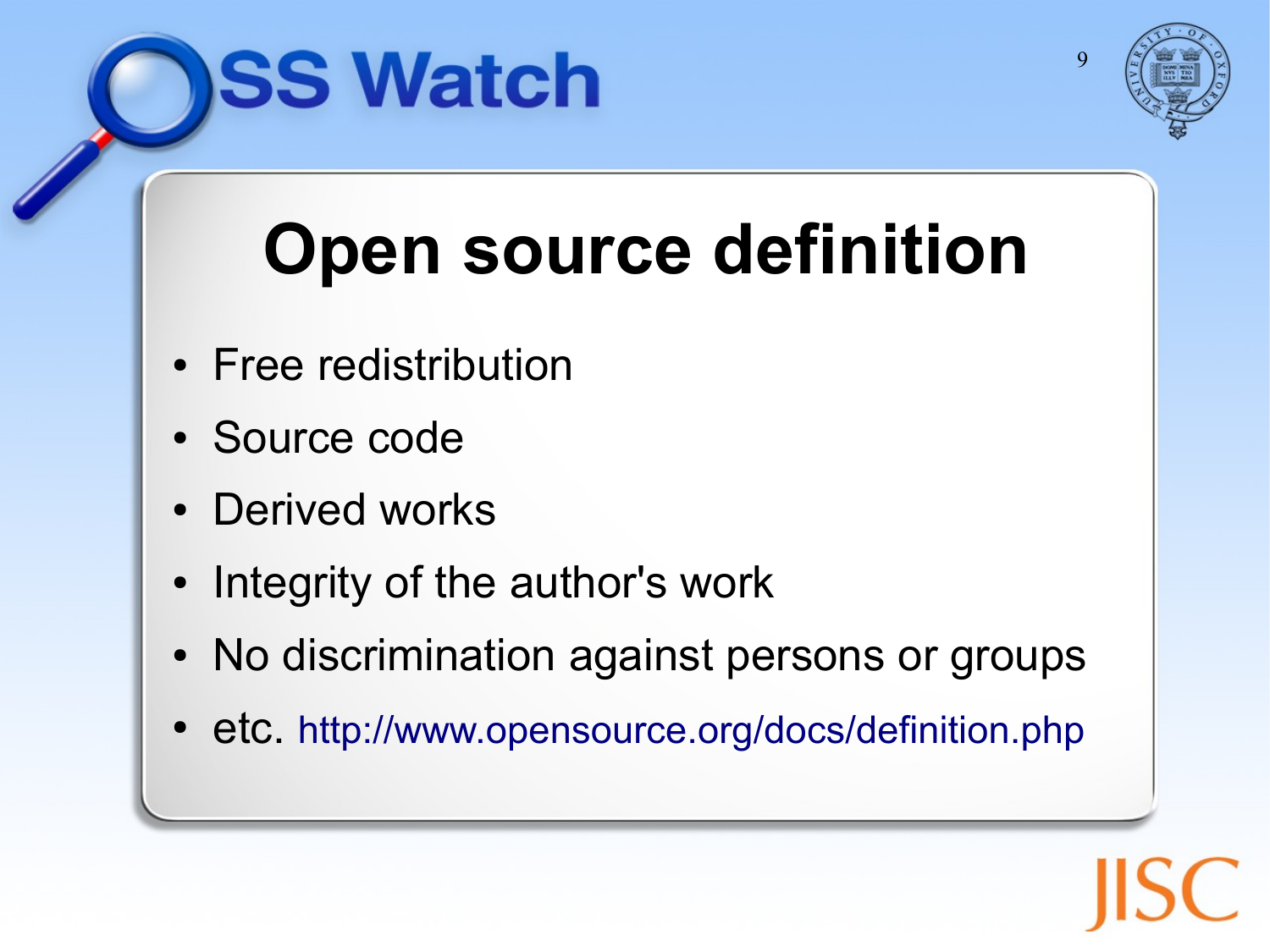# Open source definition

- Free redistribution
- Source code
- Derived works
- Integrity of the author's work
- No discrimination against persons or groups
- etc. http://www.opensource.org/docs/definition.php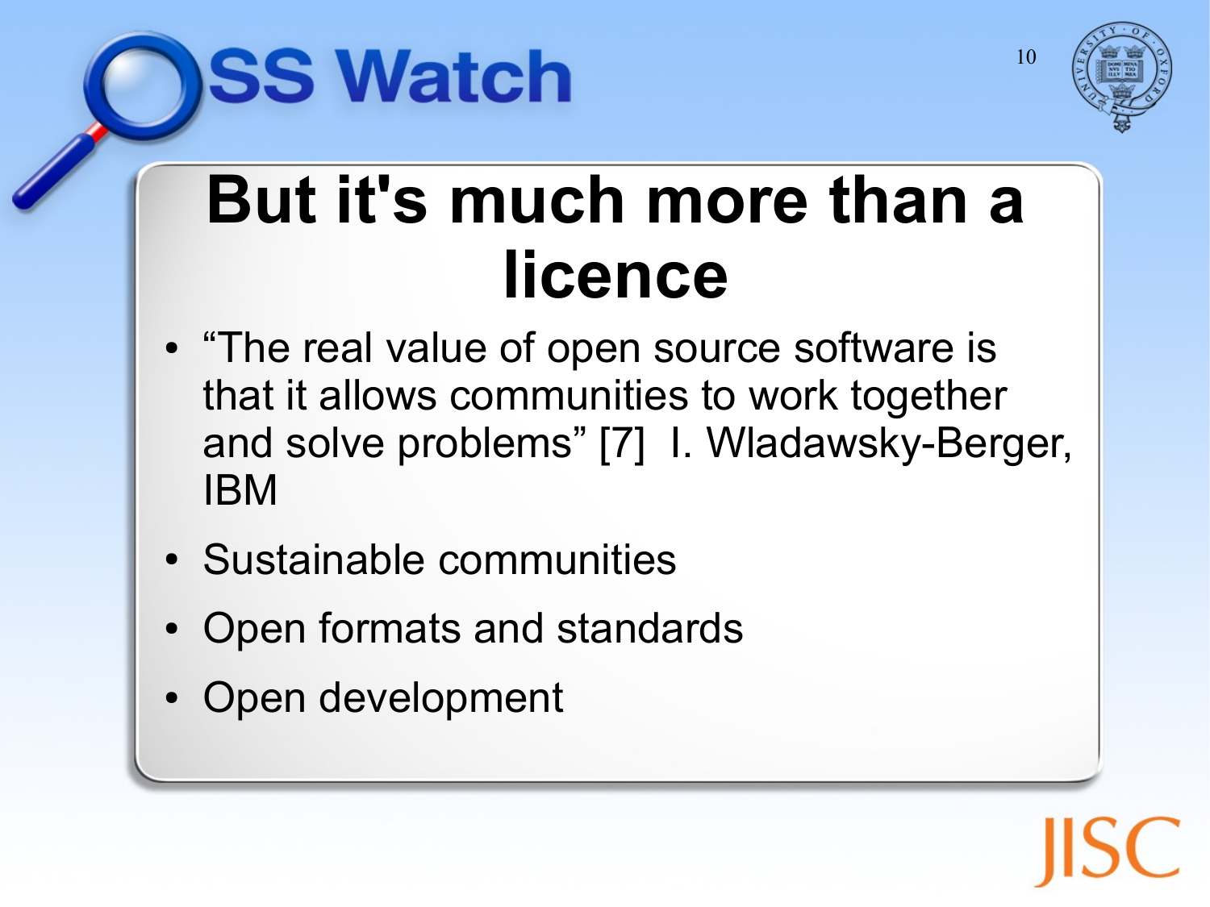# But it's much more than a licence

- "The real value of open source software is that it allows communities to work together and solve problems" [7] I. Wladawsky-Berger, IBM
- Sustainable communities
- Open formats and standards
- Open development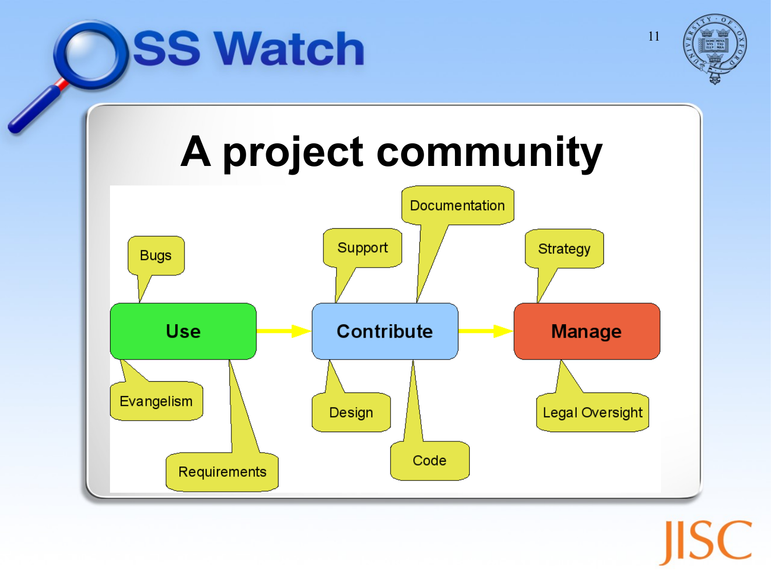# A project community

- **Use**
  - Bugs
  - Evangelism
  - Requirements
- **Contribute**
  - Support
  - Documentation
  - Design
  - Code
- **Manage**
  - Strategy
  - Legal Oversight

Use → Contribute → Manage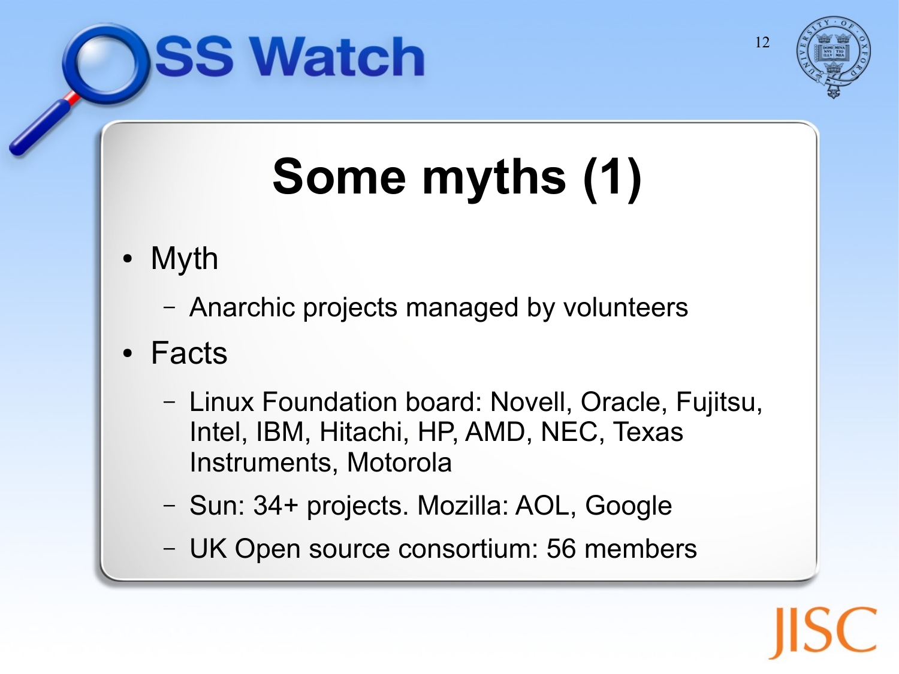# Some myths (1)

- Myth
  - Anarchic projects managed by volunteers
- Facts
  - Linux Foundation board: Novell, Oracle, Fujitsu, Intel, IBM, Hitachi, HP, AMD, NEC, Texas Instruments, Motorola
  - Sun: 34+ projects. Mozilla: AOL, Google
  - UK Open source consortium: 56 members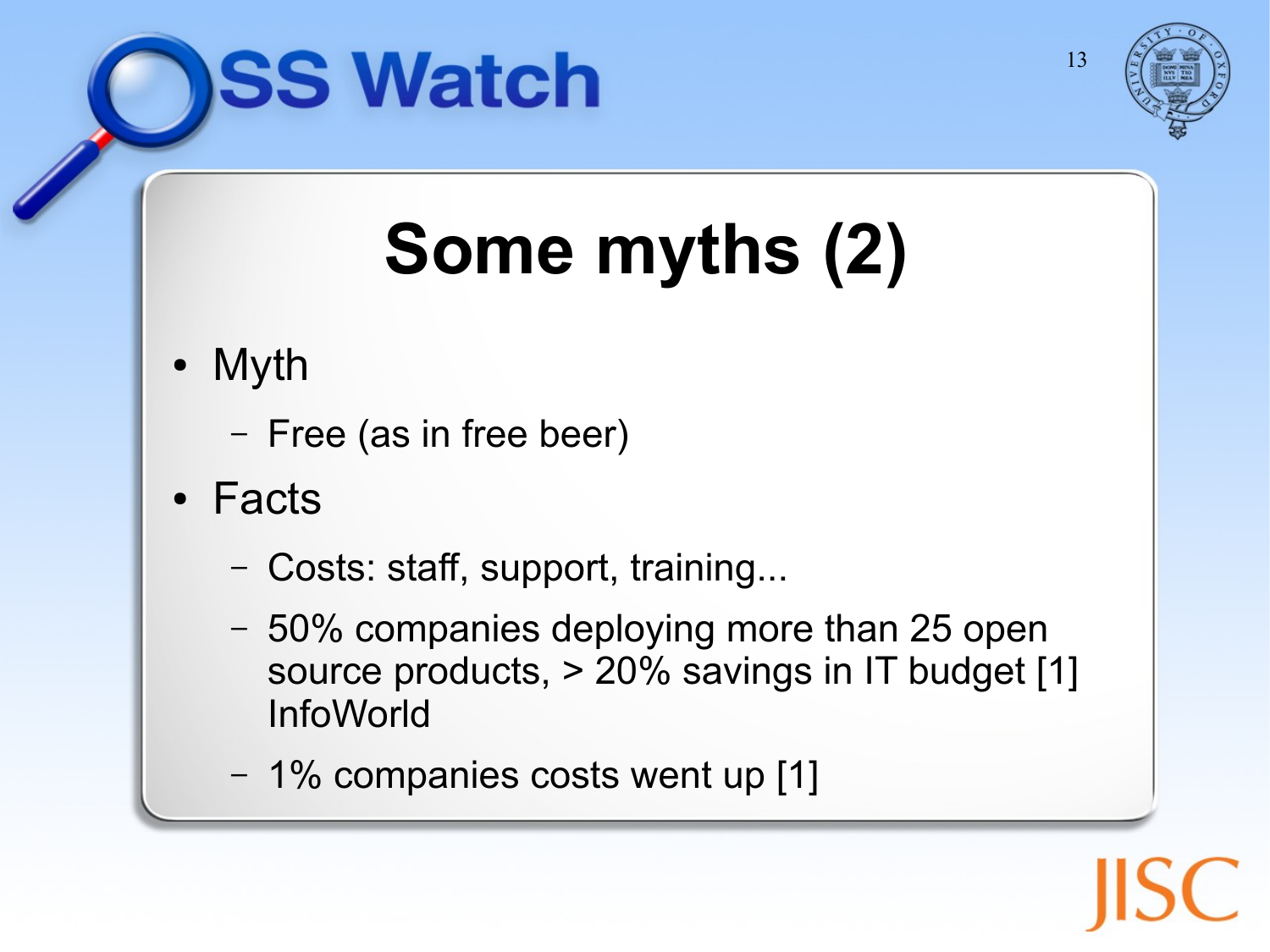# Some myths (2)

- Myth
  - Free (as in free beer)
- Facts
  - Costs: staff, support, training...
  - 50% companies deploying more than 25 open source products, > 20% savings in IT budget [1] InfoWorld
  - 1% companies costs went up [1]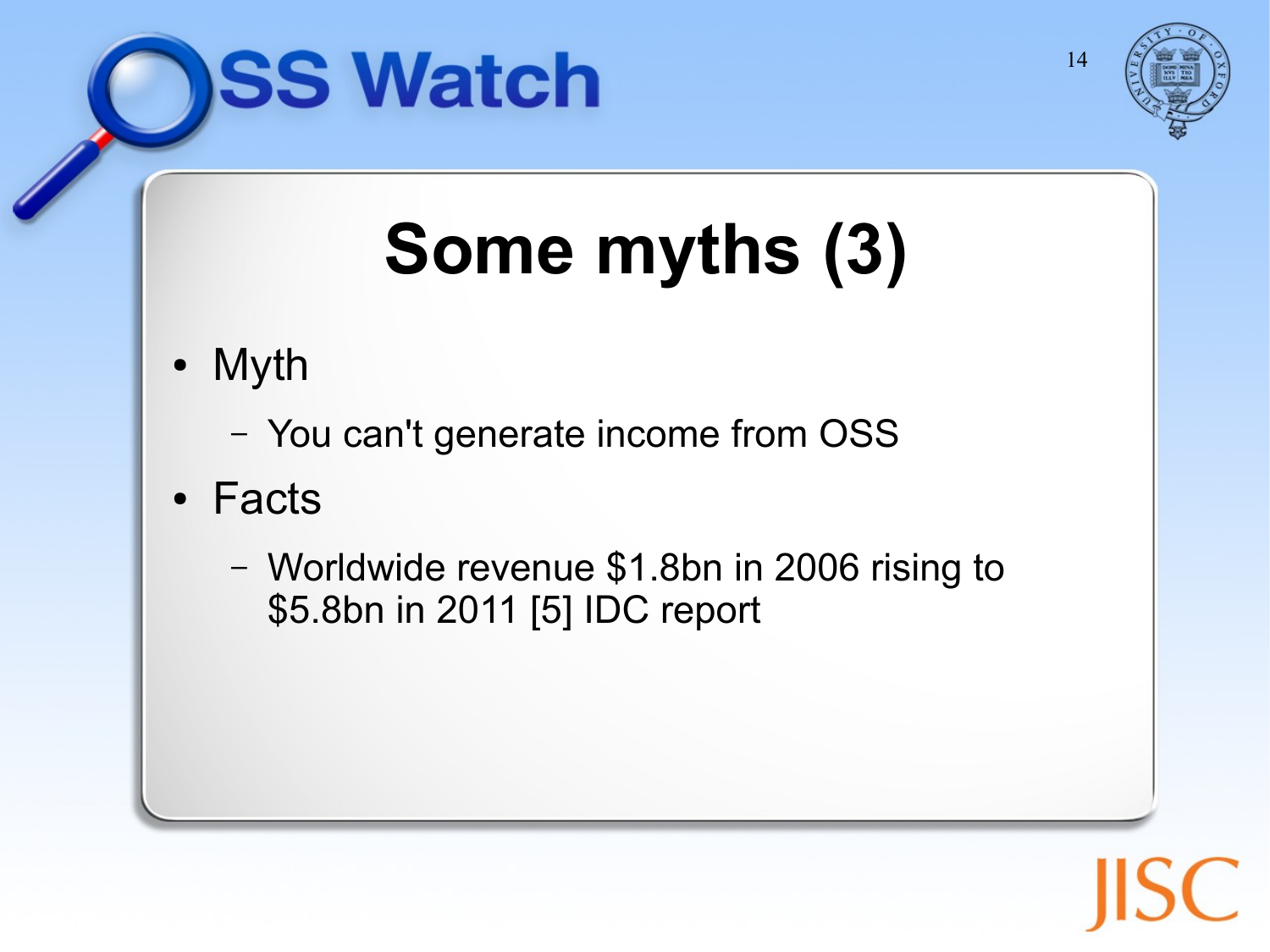# Some myths (3)

- Myth
  - You can't generate income from OSS
- Facts
  - Worldwide revenue $1.8bn in 2006 rising to $5.8bn in 2011 [5] IDC report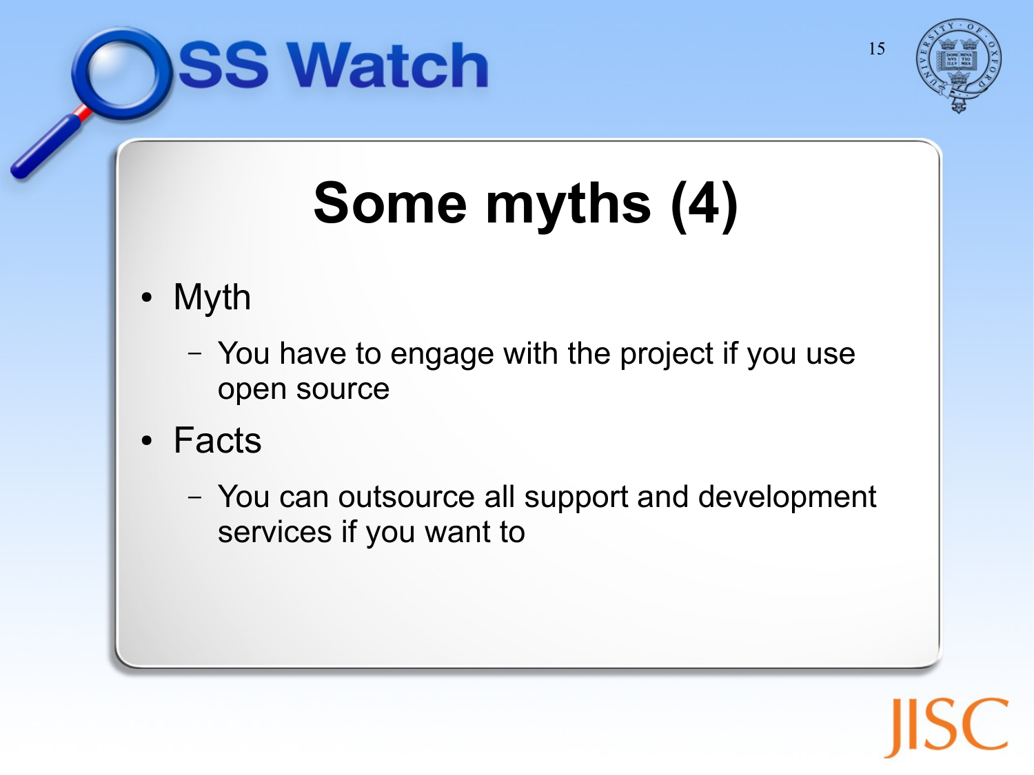# Some myths (4)

- Myth
  - You have to engage with the project if you use open source
- Facts
  - You can outsource all support and development services if you want to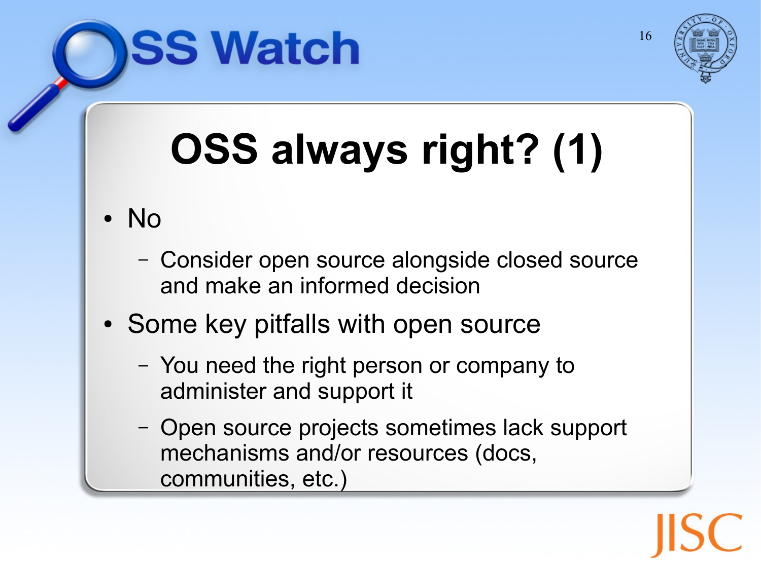# OSS always right? (1)

- No
  - Consider open source alongside closed source and make an informed decision
- Some key pitfalls with open source
  - You need the right person or company to administer and support it
  - Open source projects sometimes lack support mechanisms and/or resources (docs, communities, etc.)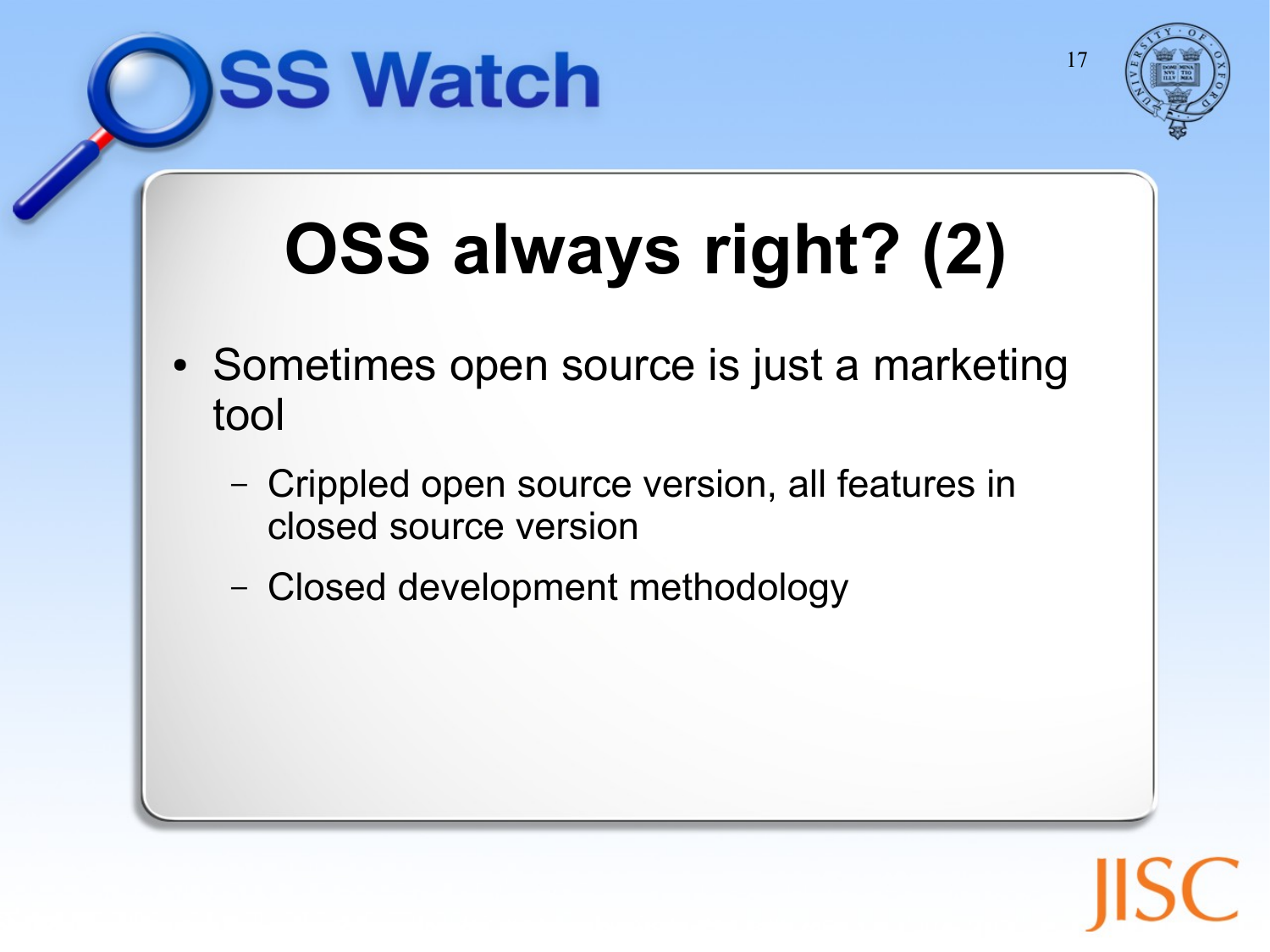# OSS always right? (2)

- Sometimes open source is just a marketing tool
  - Crippled open source version, all features in closed source version
  - Closed development methodology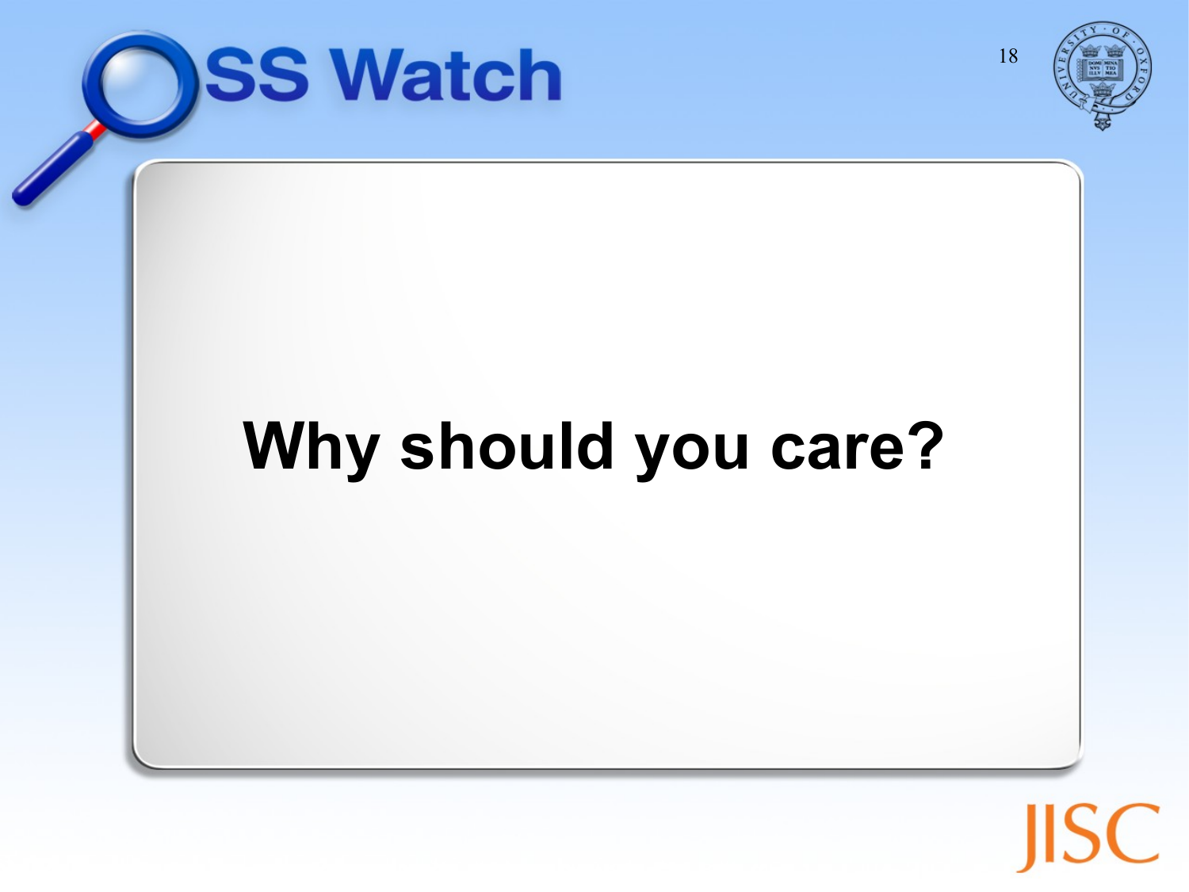# Why should you care?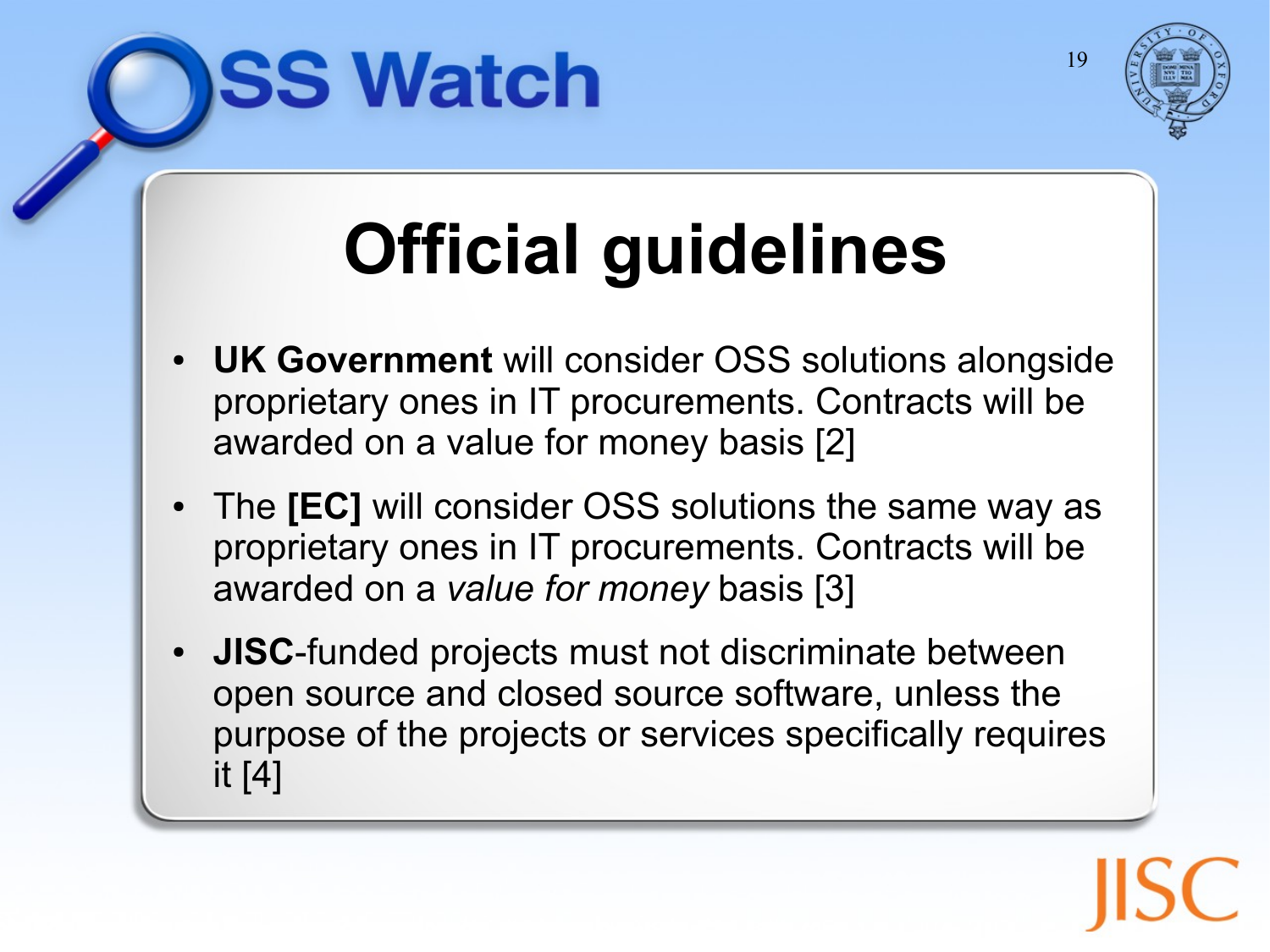# Official guidelines

- **UK Government** will consider OSS solutions alongside proprietary ones in IT procurements. Contracts will be awarded on a value for money basis [2]
- The **[EC]** will consider OSS solutions the same way as proprietary ones in IT procurements. Contracts will be awarded on a *value for money* basis [3]
- **JISC**-funded projects must not discriminate between open source and closed source software, unless the purpose of the projects or services specifically requires it [4]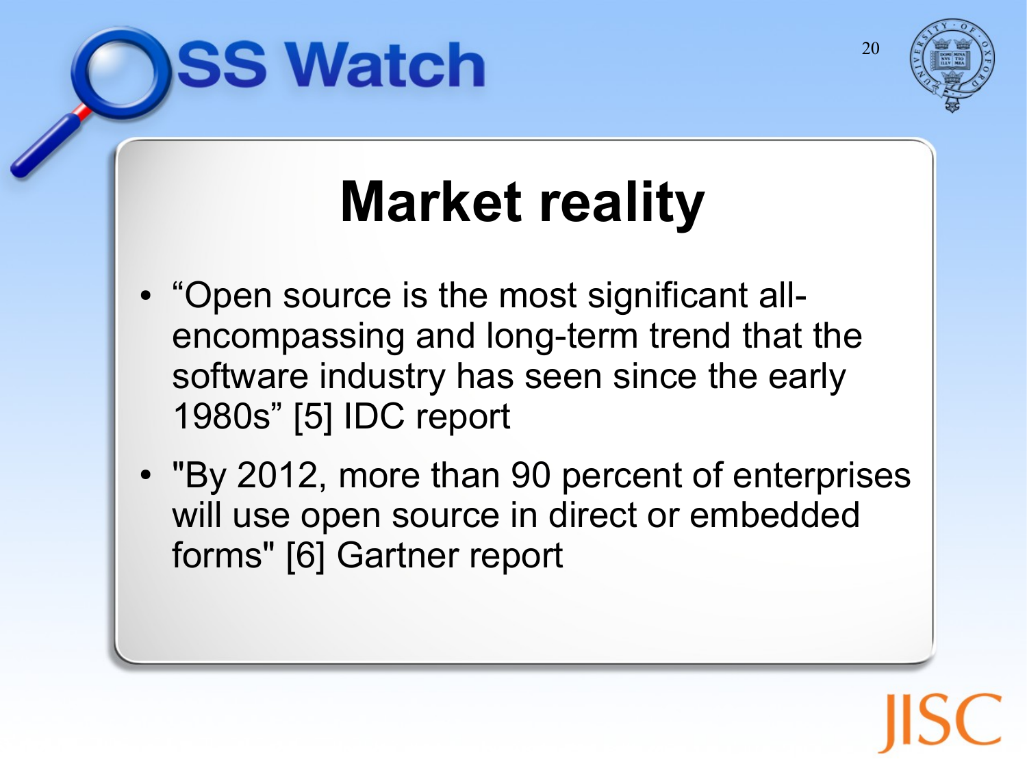# Market reality

- “Open source is the most significant all-encompassing and long-term trend that the software industry has seen since the early 1980s” [5] IDC report
- "By 2012, more than 90 percent of enterprises will use open source in direct or embedded forms" [6] Gartner report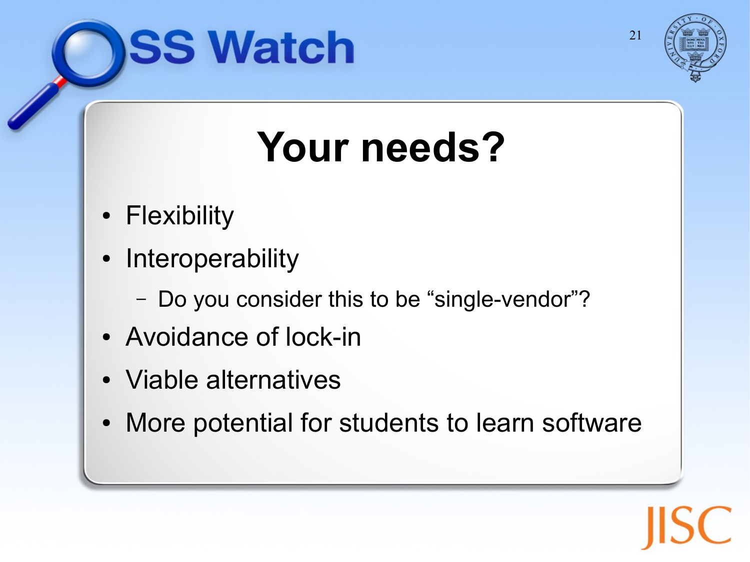# Your needs?

- Flexibility
- Interoperability
  - Do you consider this to be “single-vendor”?
- Avoidance of lock-in
- Viable alternatives
- More potential for students to learn software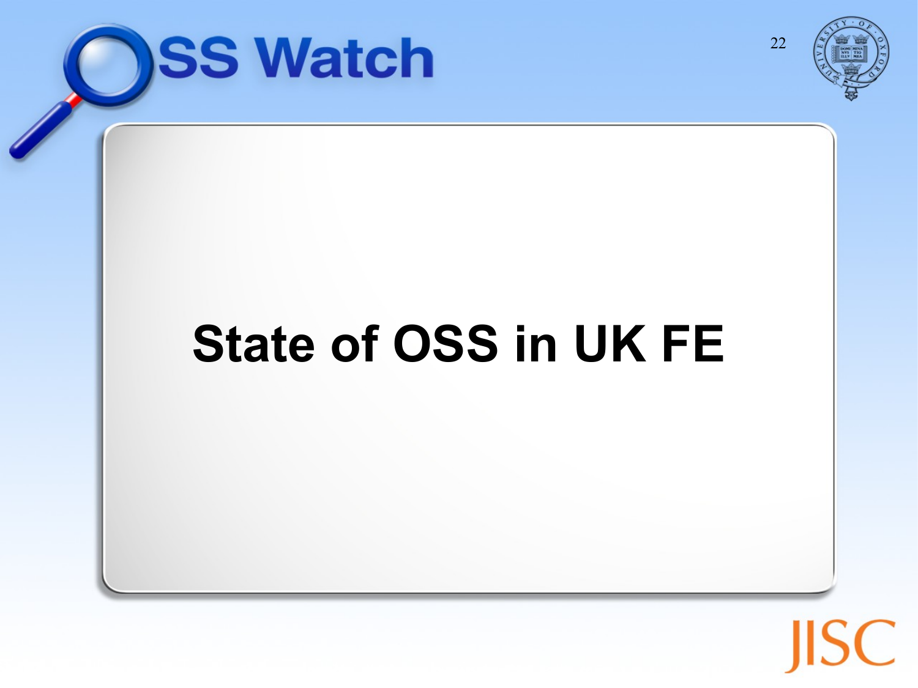# State of OSS in UK FE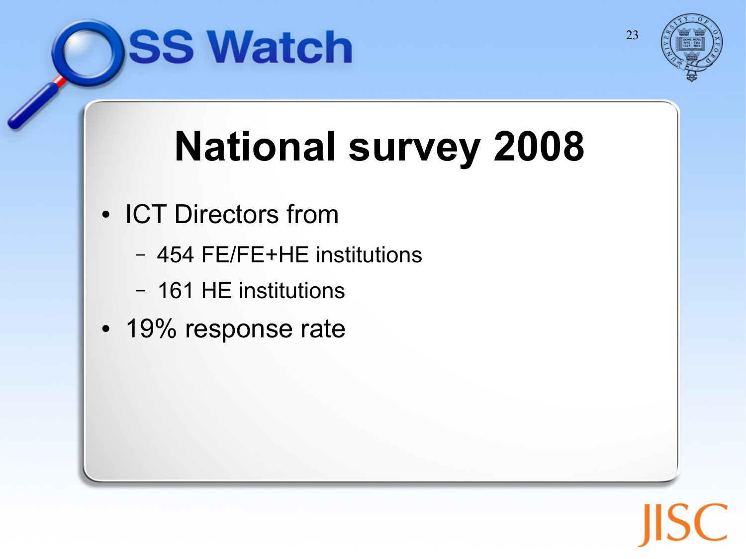# National survey 2008

- ICT Directors from
  - 454 FE/FE+HE institutions
  - 161 HE institutions
- 19% response rate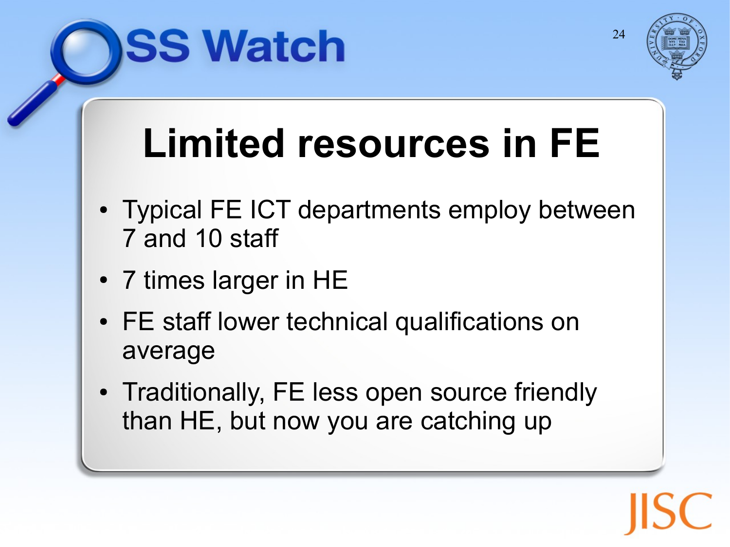# Limited resources in FE

- Typical FE ICT departments employ between 7 and 10 staff
- 7 times larger in HE
- FE staff lower technical qualifications on average
- Traditionally, FE less open source friendly than HE, but now you are catching up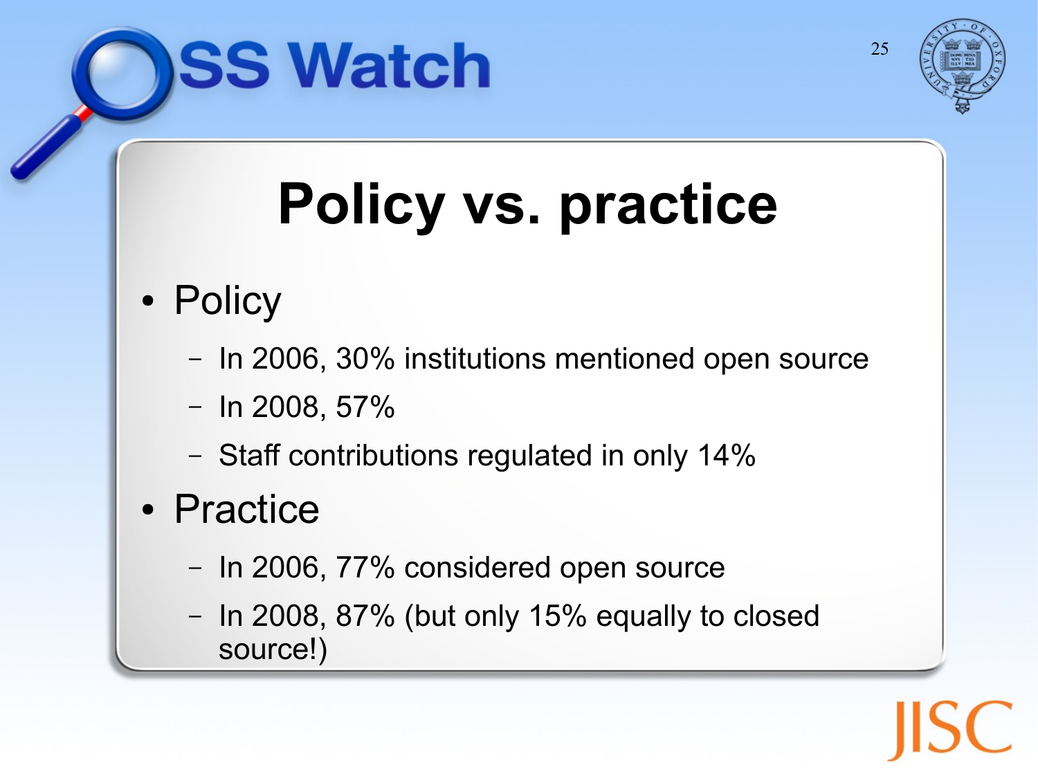# Policy vs. practice

- Policy
  - In 2006, 30% institutions mentioned open source
  - In 2008, 57%
  - Staff contributions regulated in only 14%
- Practice
  - In 2006, 77% considered open source
  - In 2008, 87% (but only 15% equally to closed source!)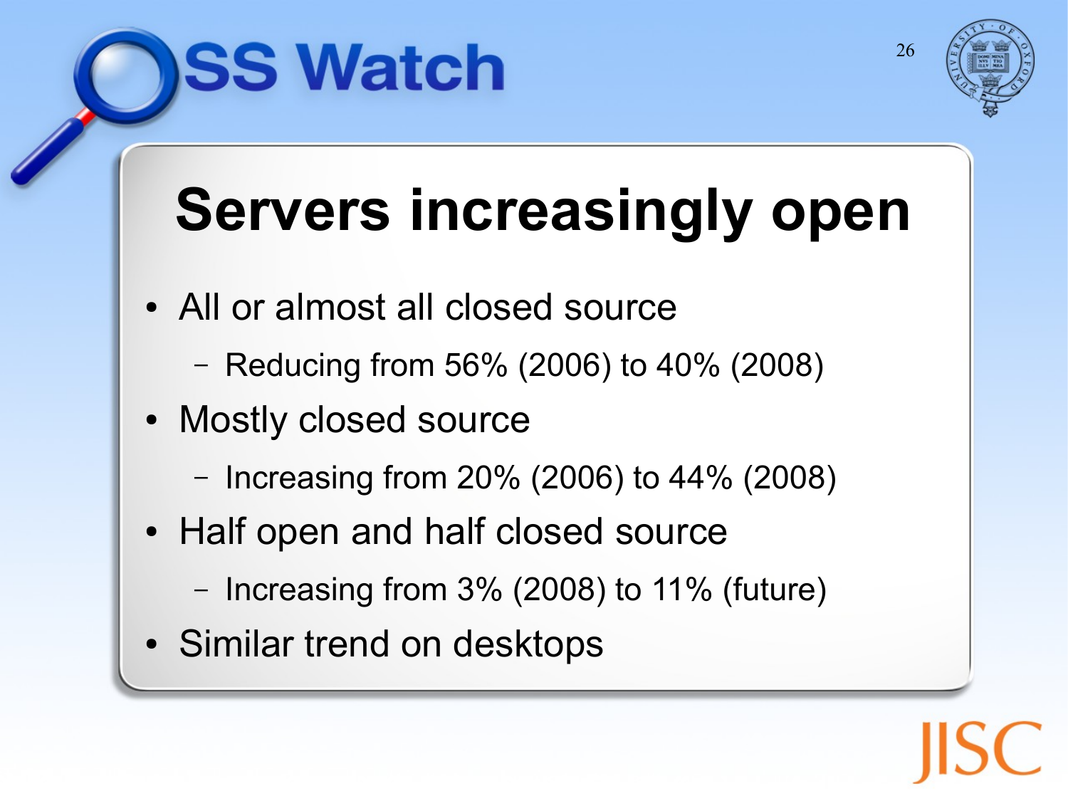# Servers increasingly open

- All or almost all closed source
  - Reducing from 56% (2006) to 40% (2008)
- Mostly closed source
  - Increasing from 20% (2006) to 44% (2008)
- Half open and half closed source
  - Increasing from 3% (2008) to 11% (future)
- Similar trend on desktops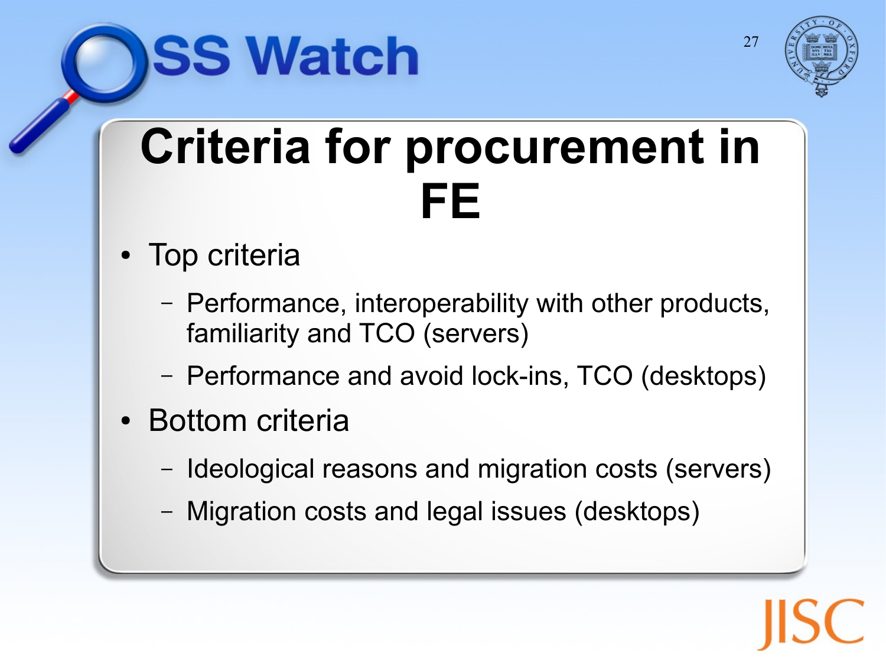# Criteria for procurement in FE

- Top criteria
  - Performance, interoperability with other products, familiarity and TCO (servers)
  - Performance and avoid lock-ins, TCO (desktops)
- Bottom criteria
  - Ideological reasons and migration costs (servers)
  - Migration costs and legal issues (desktops)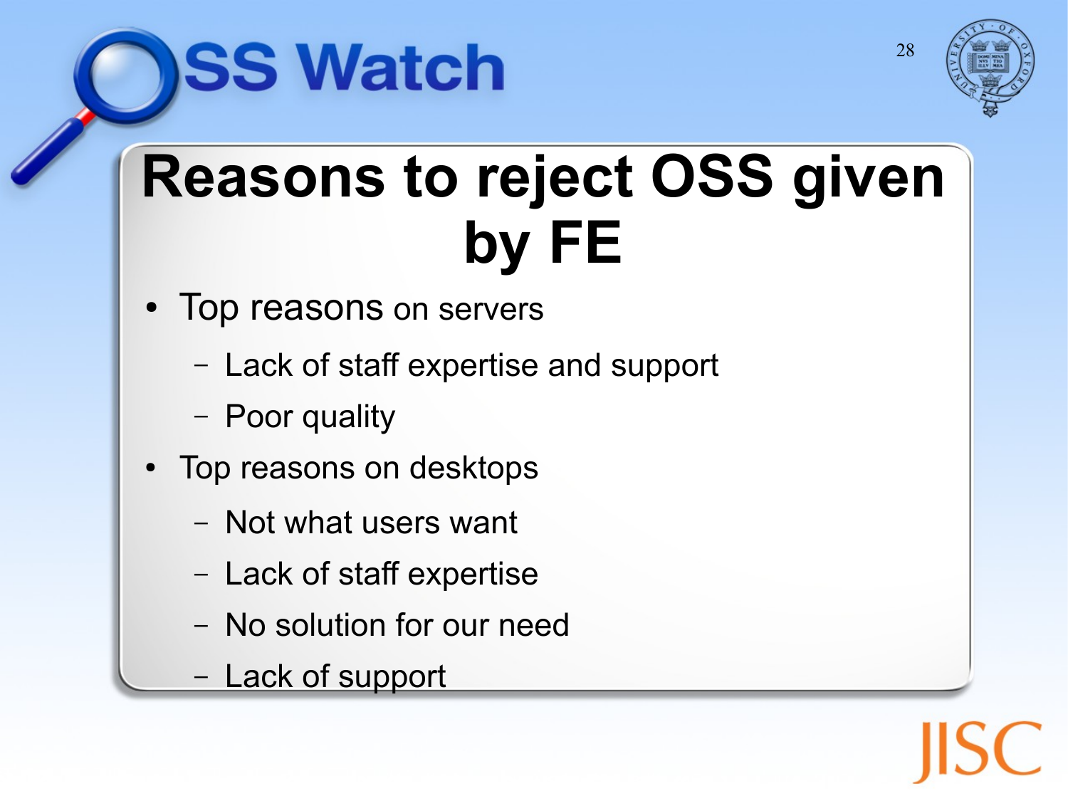# Reasons to reject OSS given by FE

- Top reasons on servers
  - Lack of staff expertise and support
  - Poor quality
- Top reasons on desktops
  - Not what users want
  - Lack of staff expertise
  - No solution for our need
  - Lack of support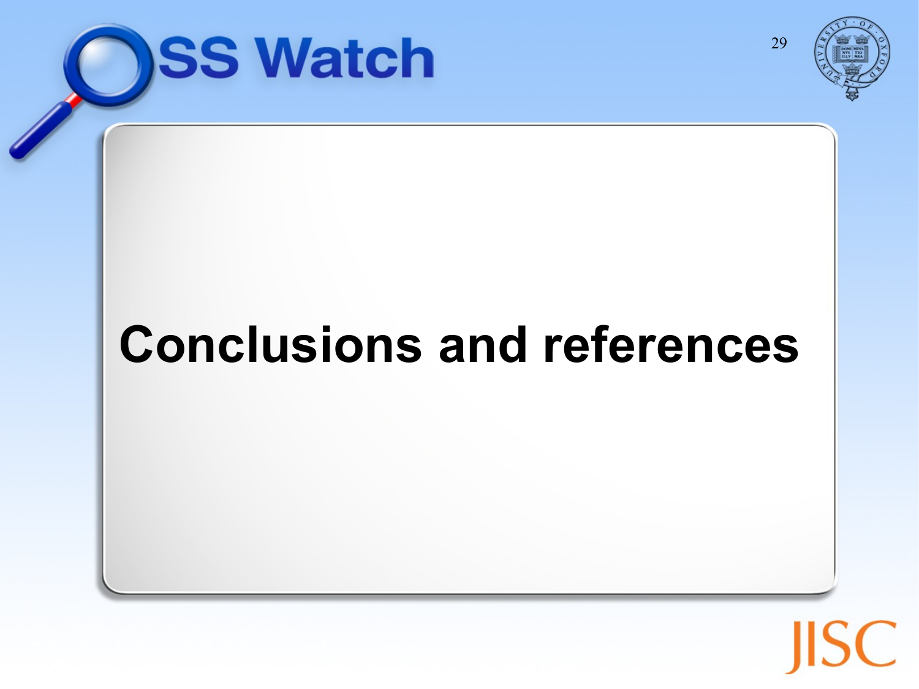# Conclusions and references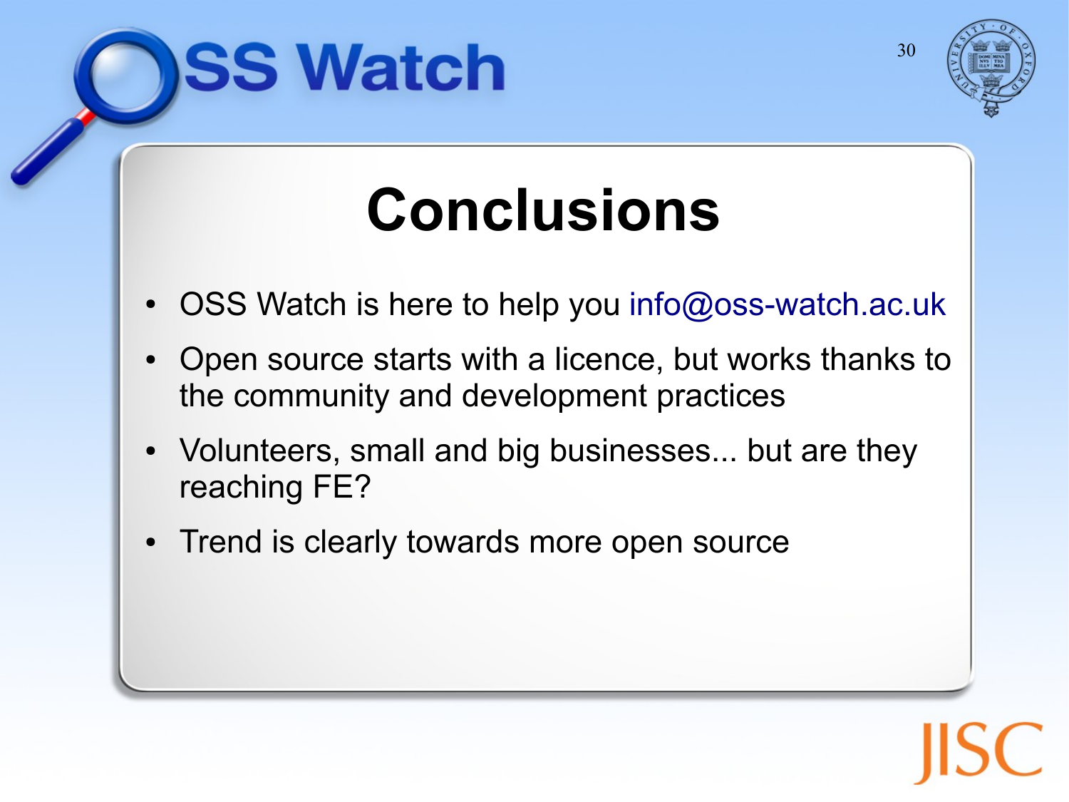# Conclusions

- OSS Watch is here to help you info@oss-watch.ac.uk
- Open source starts with a licence, but works thanks to the community and development practices
- Volunteers, small and big businesses... but are they reaching FE?
- Trend is clearly towards more open source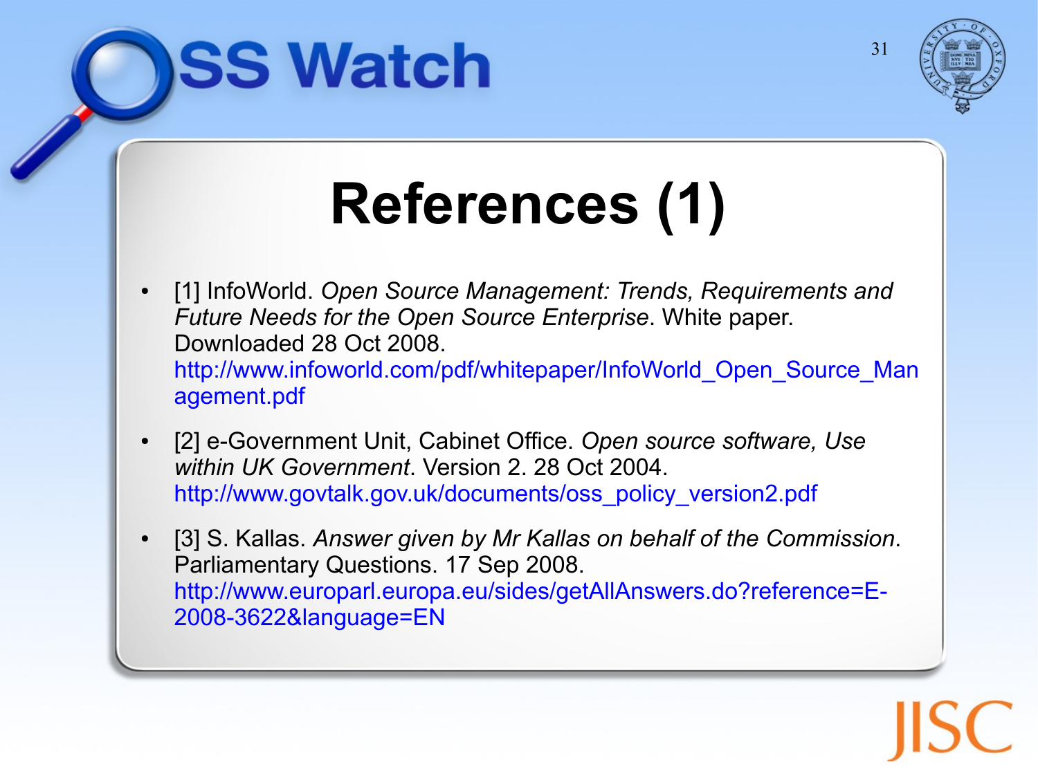# References (1)

- [1] InfoWorld. *Open Source Management: Trends, Requirements and Future Needs for the Open Source Enterprise*. White paper. Downloaded 28 Oct 2008. http://www.infoworld.com/pdf/whitepaper/InfoWorld_Open_Source_Management.pdf
- [2] e-Government Unit, Cabinet Office. *Open source software, Use within UK Government*. Version 2. 28 Oct 2004. http://www.govtalk.gov.uk/documents/oss_policy_version2.pdf
- [3] S. Kallas. *Answer given by Mr Kallas on behalf of the Commission*. Parliamentary Questions. 17 Sep 2008. http://www.europarl.europa.eu/sides/getAllAnswers.do?reference=E-2008-3622&language=EN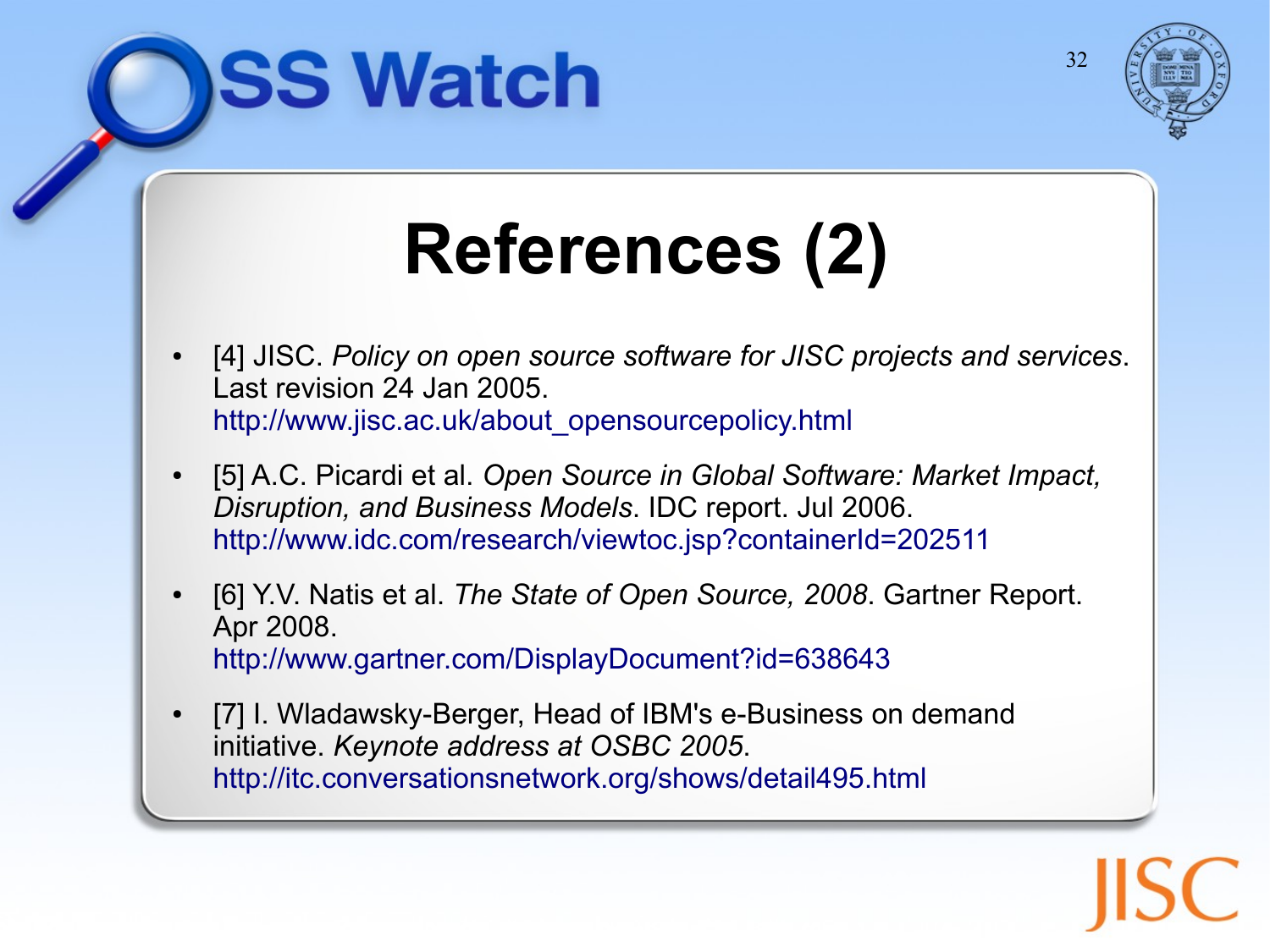# References (2)

- [4] JISC. *Policy on open source software for JISC projects and services*. Last revision 24 Jan 2005. http://www.jisc.ac.uk/about_opensourcepolicy.html
- [5] A.C. Picardi et al. *Open Source in Global Software: Market Impact, Disruption, and Business Models*. IDC report. Jul 2006. http://www.idc.com/research/viewtoc.jsp?containerId=202511
- [6] Y.V. Natis et al. *The State of Open Source, 2008*. Gartner Report. Apr 2008. http://www.gartner.com/DisplayDocument?id=638643
- [7] I. Wladawsky-Berger, Head of IBM's e-Business on demand initiative. *Keynote address at OSBC 2005*. http://itc.conversationsnetwork.org/shows/detail495.html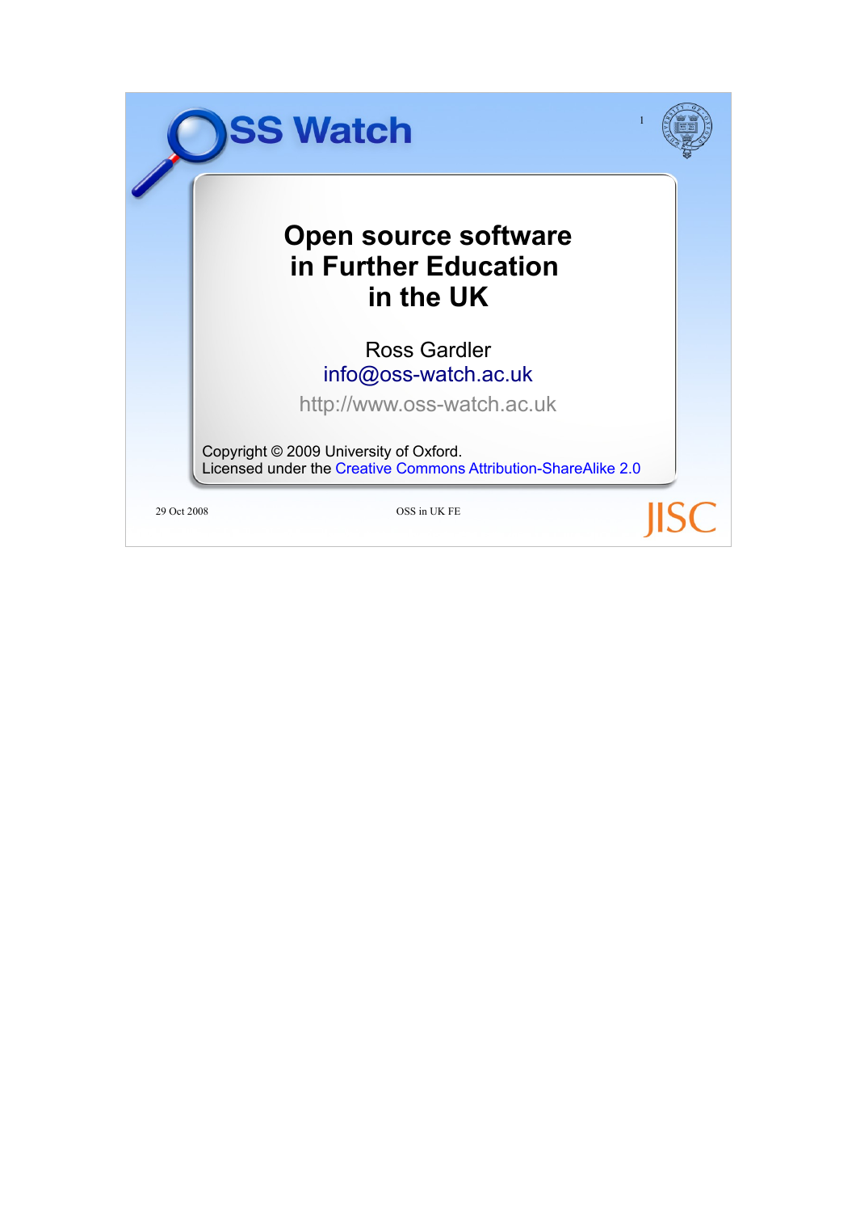# Open source software in Further Education in the UK

Ross Gardler
info@oss-watch.ac.uk

http://www.oss-watch.ac.uk

Copyright © 2009 University of Oxford.
Licensed under the Creative Commons Attribution-ShareAlike 2.0

29 Oct 2008

OSS in UK FE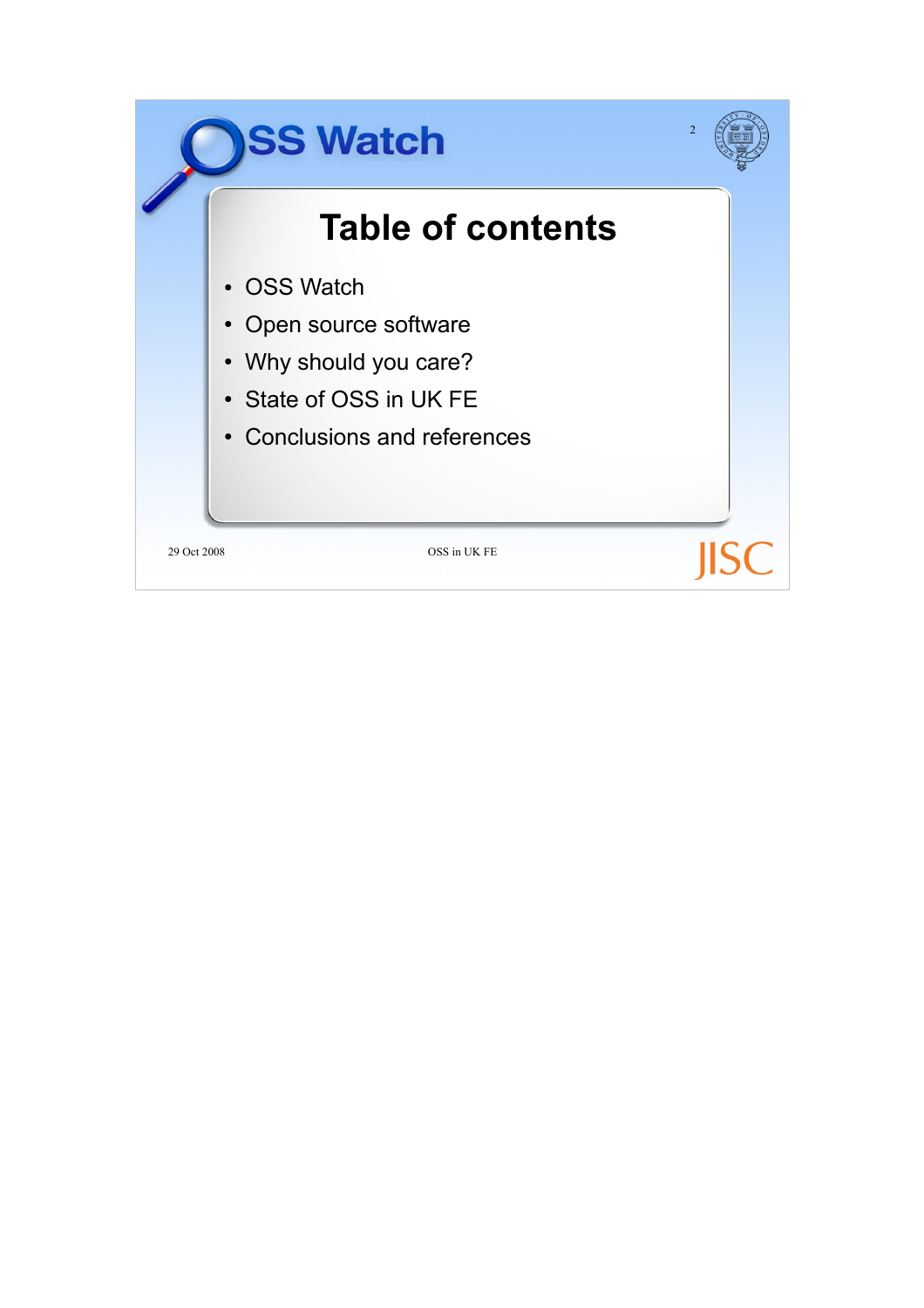# Table of contents

- OSS Watch
- Open source software
- Why should you care?
- State of OSS in UK FE
- Conclusions and references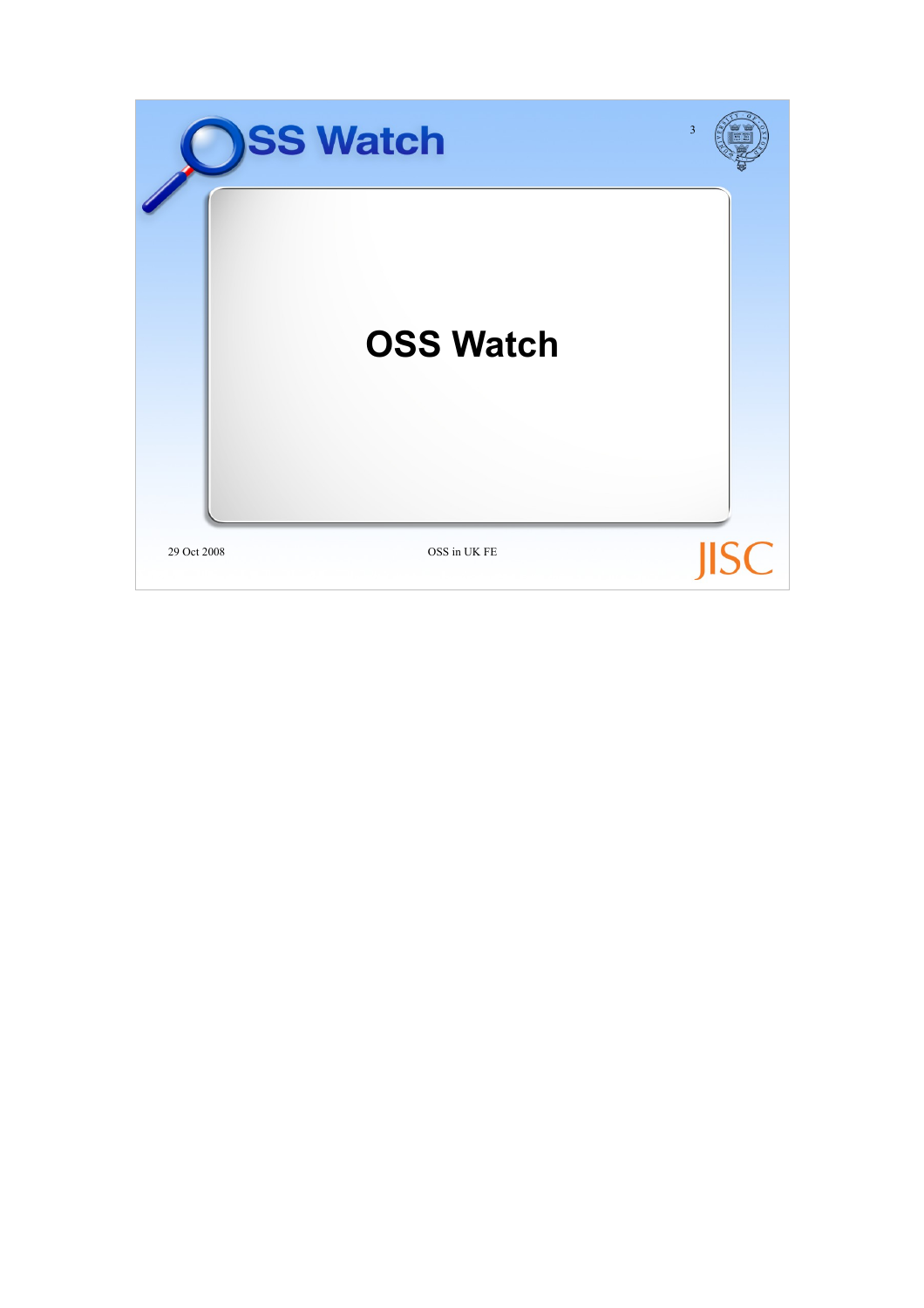# OSS Watch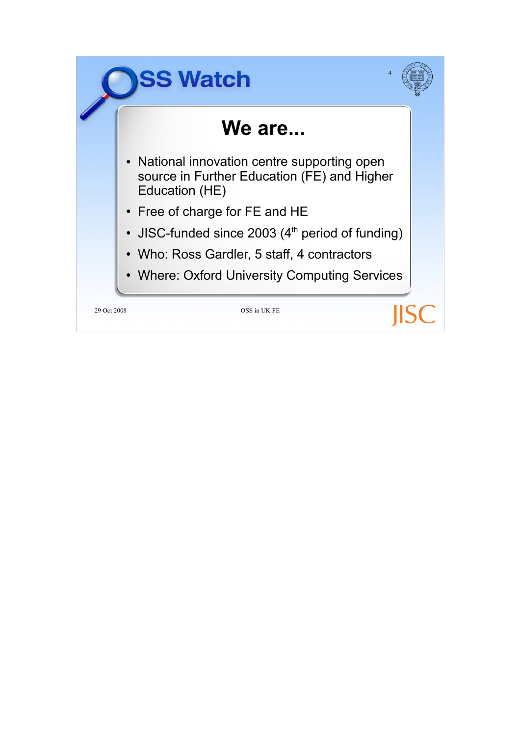# OSS Watch

## We are...

- National innovation centre supporting open source in Further Education (FE) and Higher Education (HE)
- Free of charge for FE and HE
- JISC-funded since 2003 (4th period of funding)
- Who: Ross Gardler, 5 staff, 4 contractors
- Where: Oxford University Computing Services

29 Oct 2008 — OSS in UK FE — JISC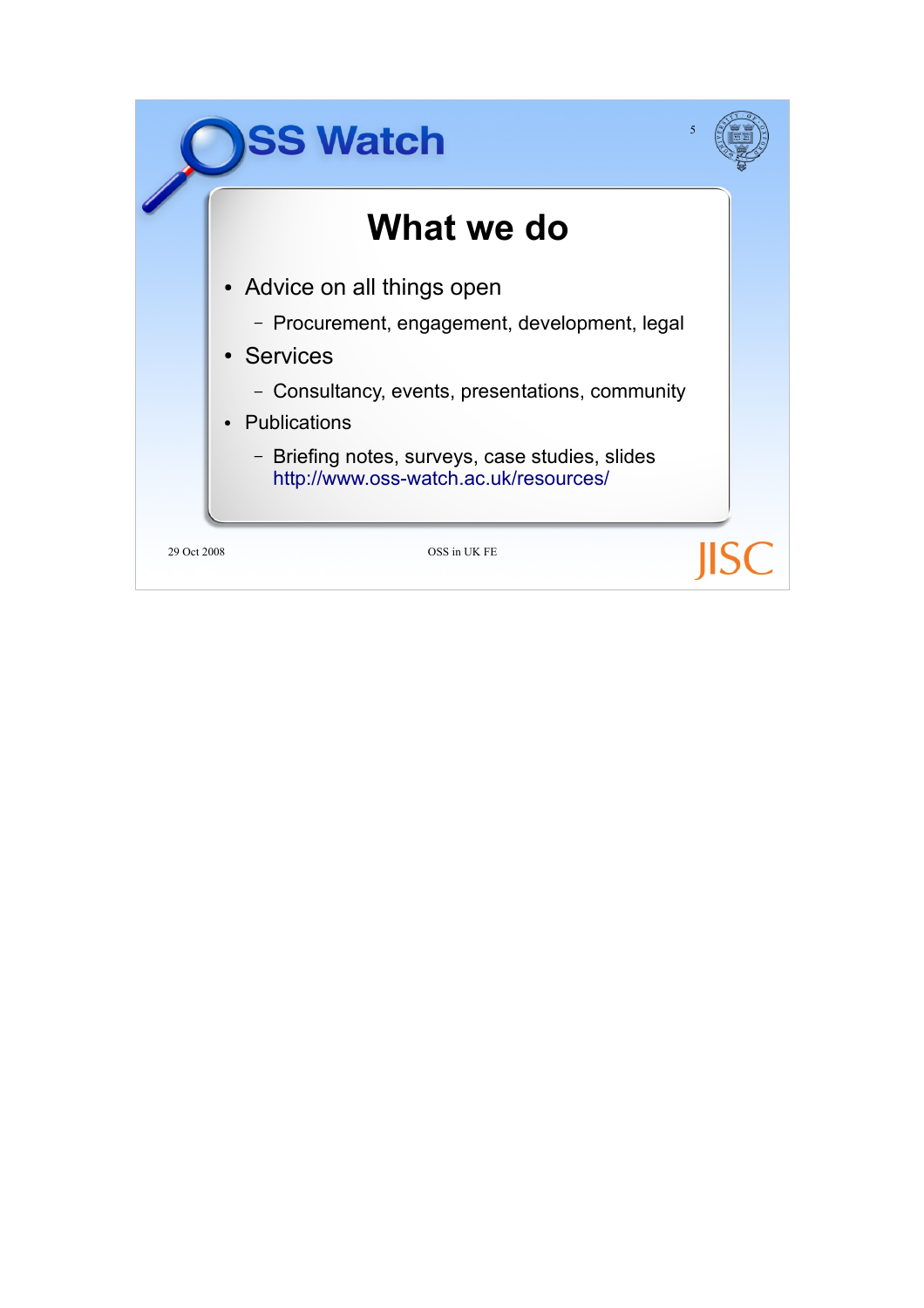## What we do

- Advice on all things open
  - Procurement, engagement, development, legal
- Services
  - Consultancy, events, presentations, community
- Publications
  - Briefing notes, surveys, case studies, slides http://www.oss-watch.ac.uk/resources/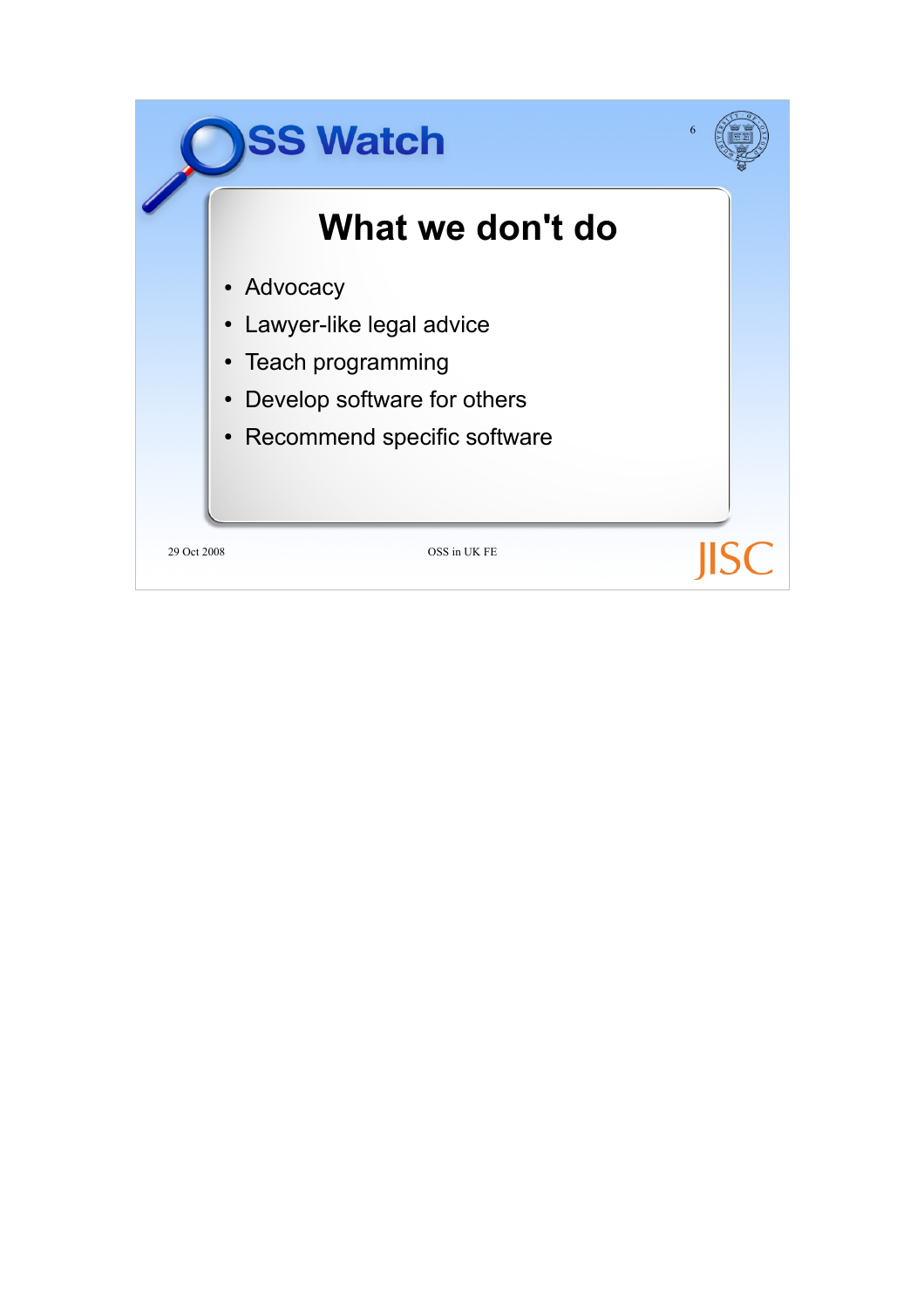# What we don't do

- Advocacy
- Lawyer-like legal advice
- Teach programming
- Develop software for others
- Recommend specific software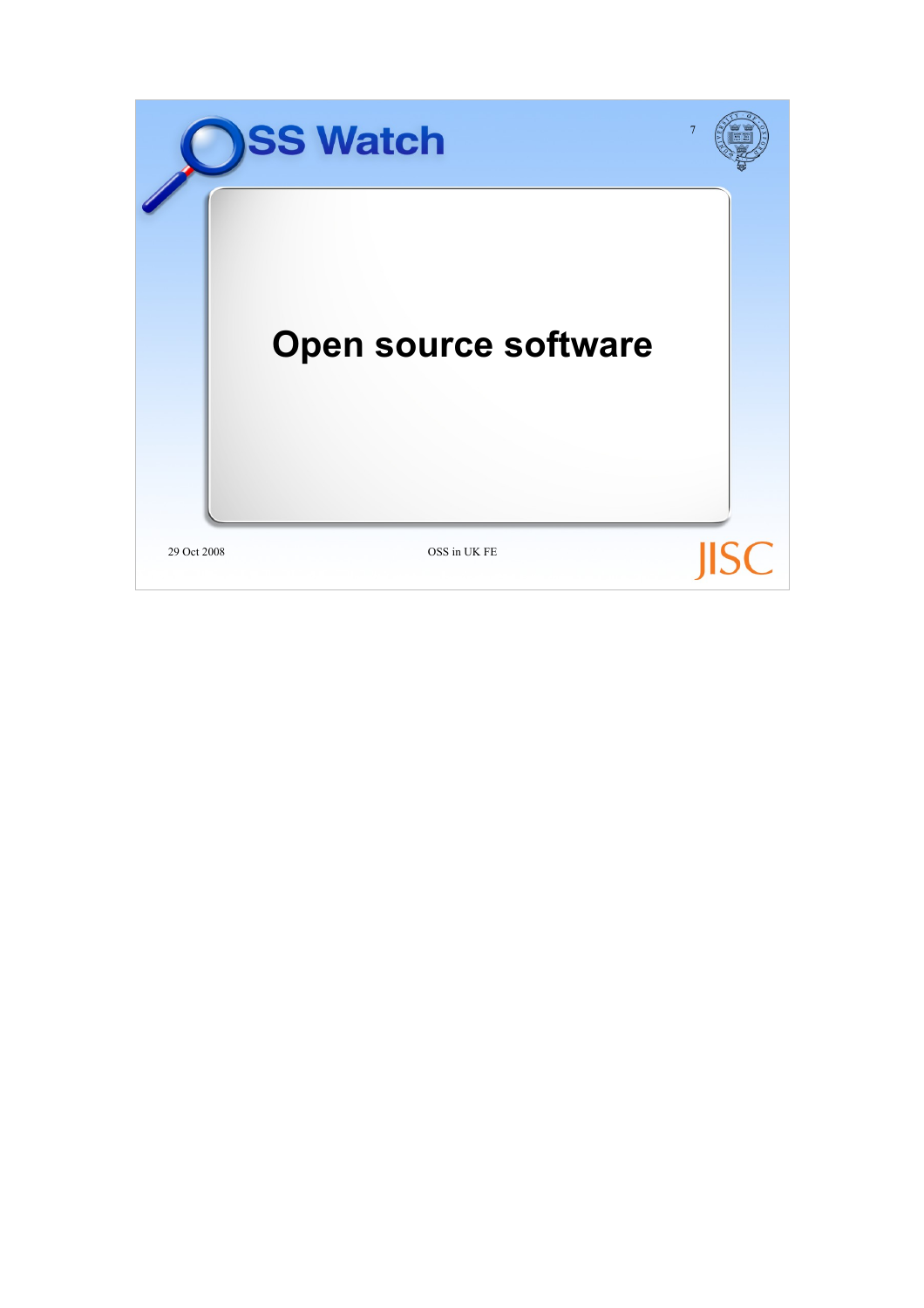# Open source software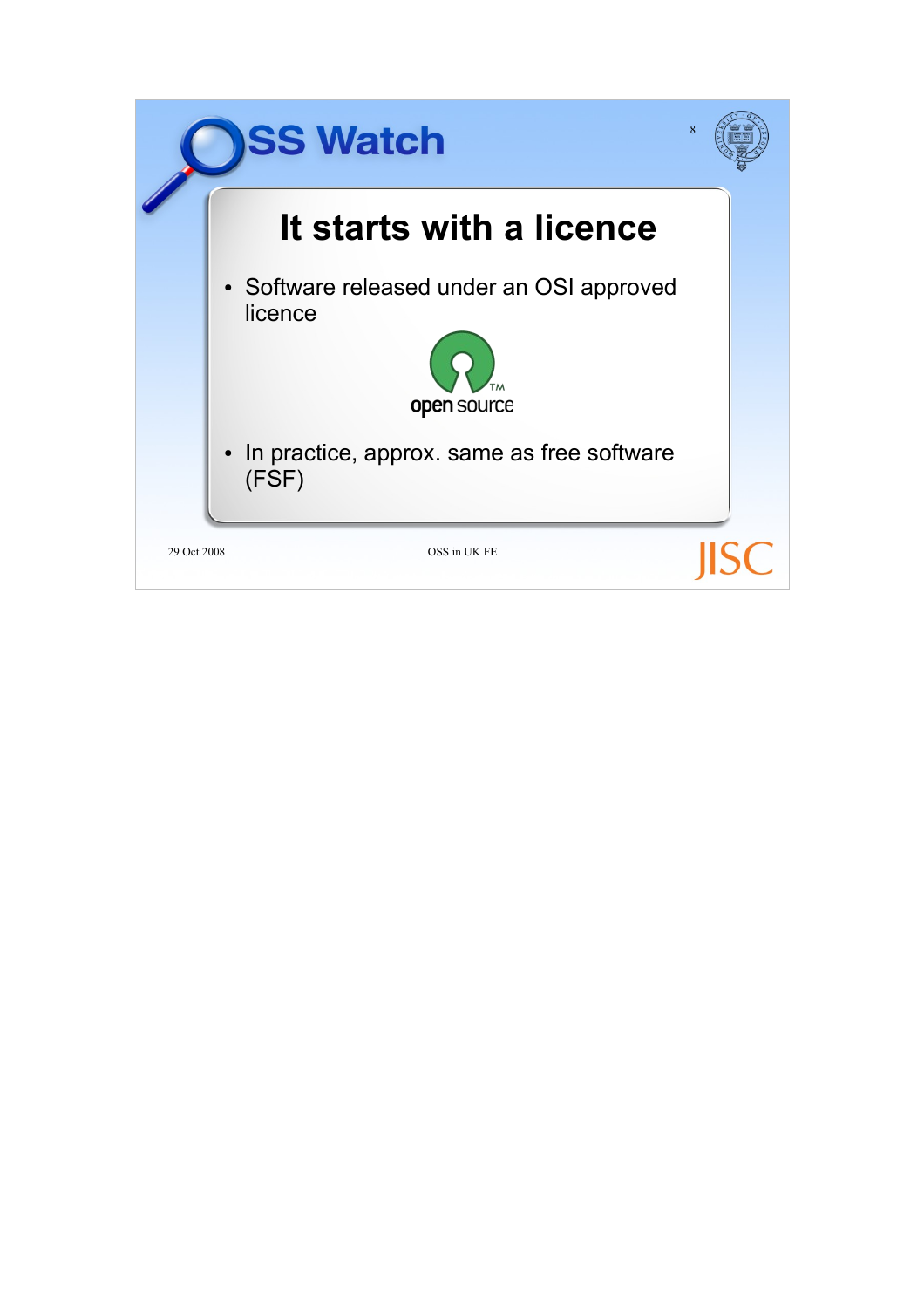# It starts with a licence

- Software released under an OSI approved licence

open source

- In practice, approx. same as free software (FSF)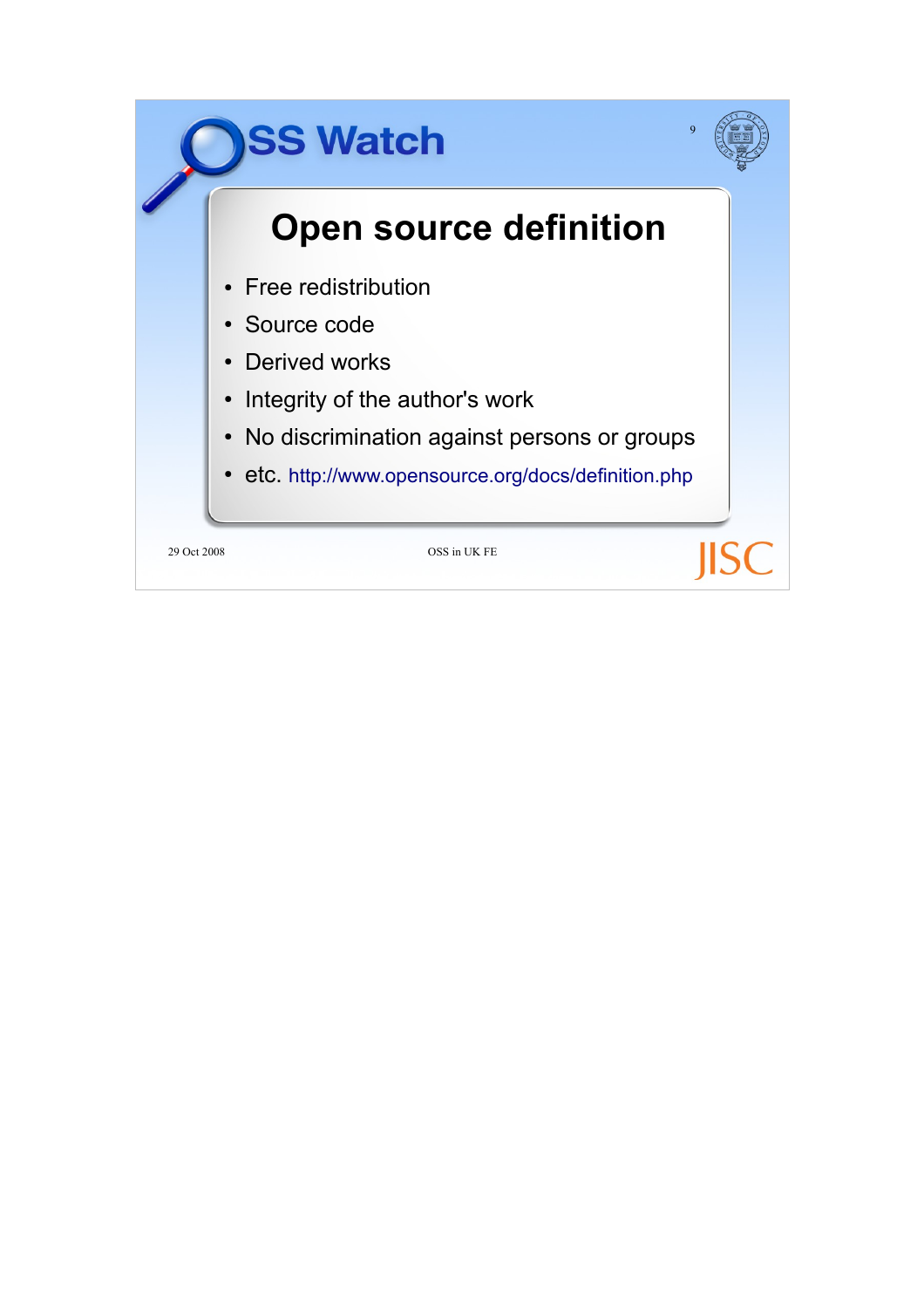# Open source definition

- Free redistribution
- Source code
- Derived works
- Integrity of the author's work
- No discrimination against persons or groups
- etc. http://www.opensource.org/docs/definition.php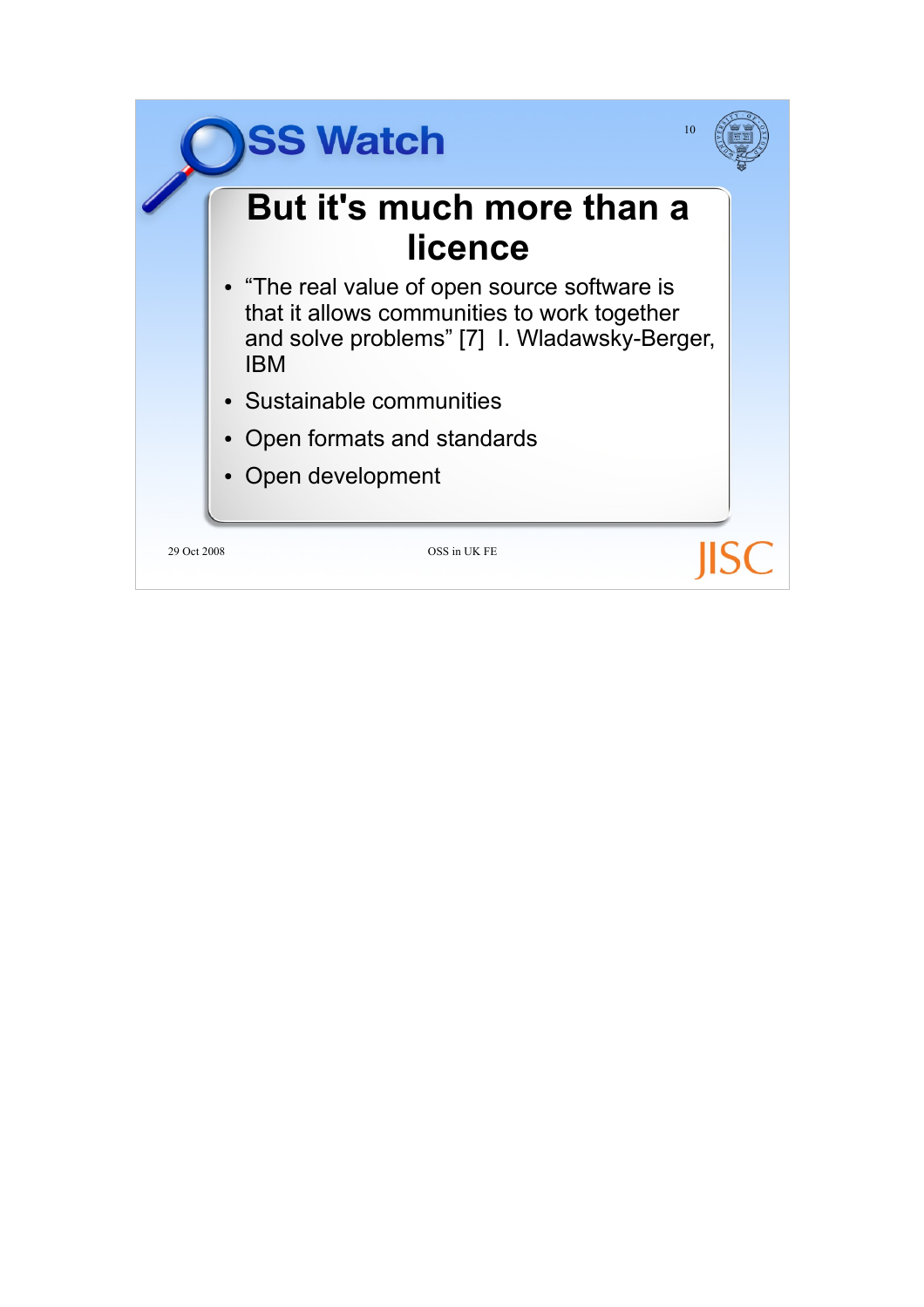# But it's much more than a licence

- “The real value of open source software is that it allows communities to work together and solve problems” [7] I. Wladawsky-Berger, IBM
- Sustainable communities
- Open formats and standards
- Open development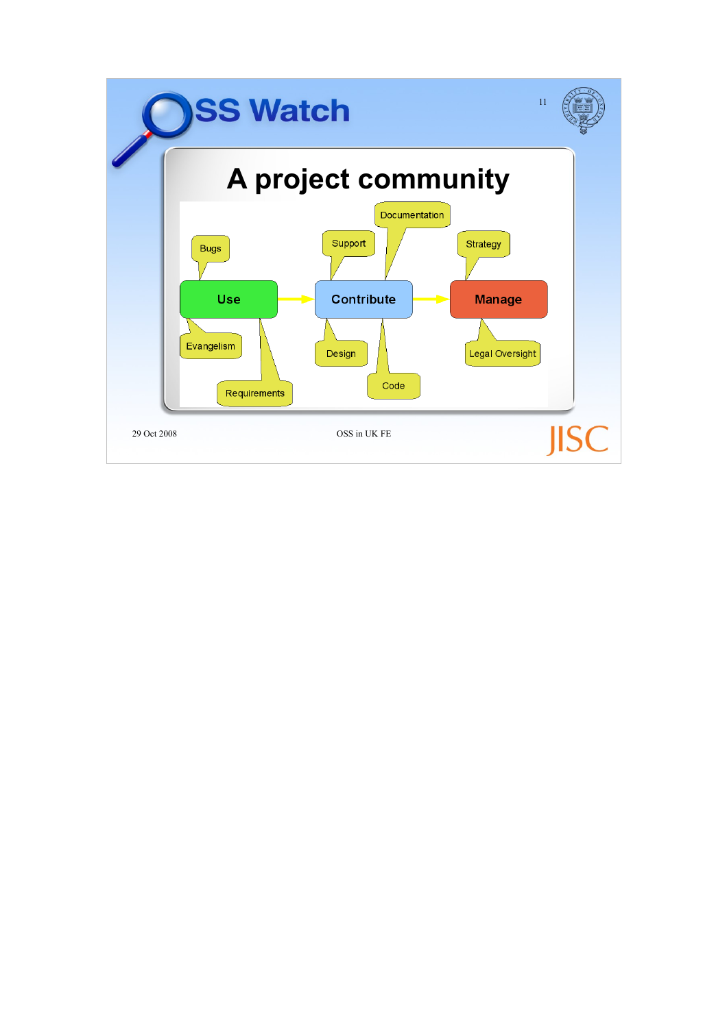# A project community

Use → Contribute → Manage

- Use: Bugs, Evangelism, Requirements
- Contribute: Support, Documentation, Design, Code
- Manage: Strategy, Legal Oversight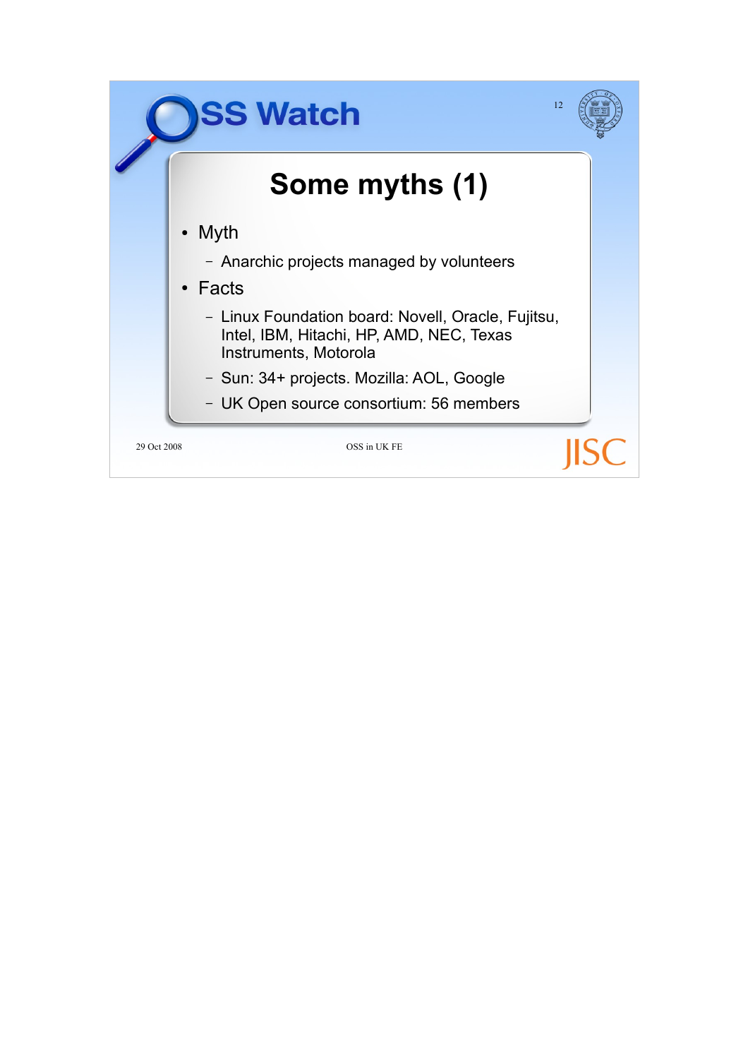# Some myths (1)

- Myth
  - Anarchic projects managed by volunteers
- Facts
  - Linux Foundation board: Novell, Oracle, Fujitsu, Intel, IBM, Hitachi, HP, AMD, NEC, Texas Instruments, Motorola
  - Sun: 34+ projects. Mozilla: AOL, Google
  - UK Open source consortium: 56 members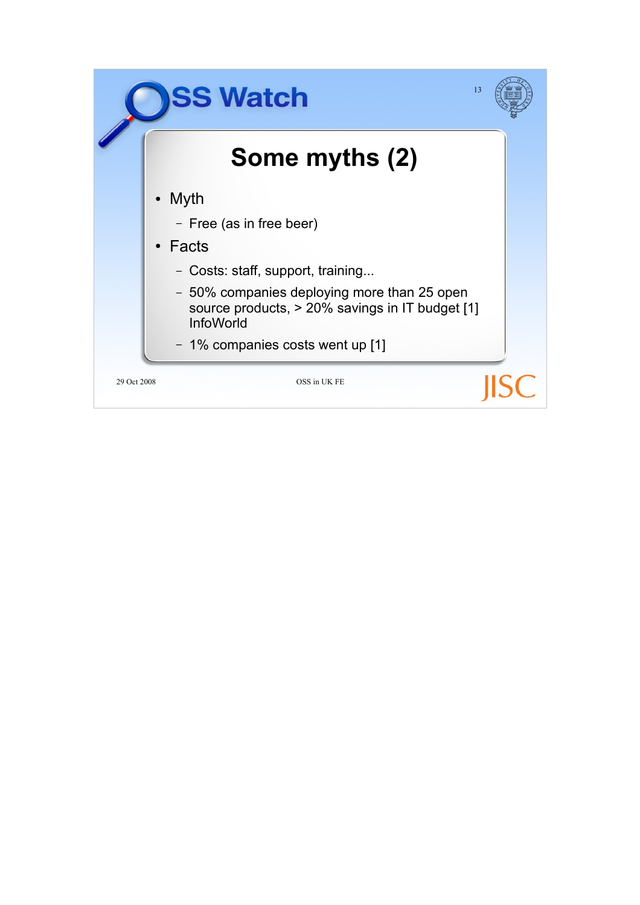# Some myths (2)

- Myth
  - Free (as in free beer)
- Facts
  - Costs: staff, support, training...
  - 50% companies deploying more than 25 open source products, > 20% savings in IT budget [1] InfoWorld
  - 1% companies costs went up [1]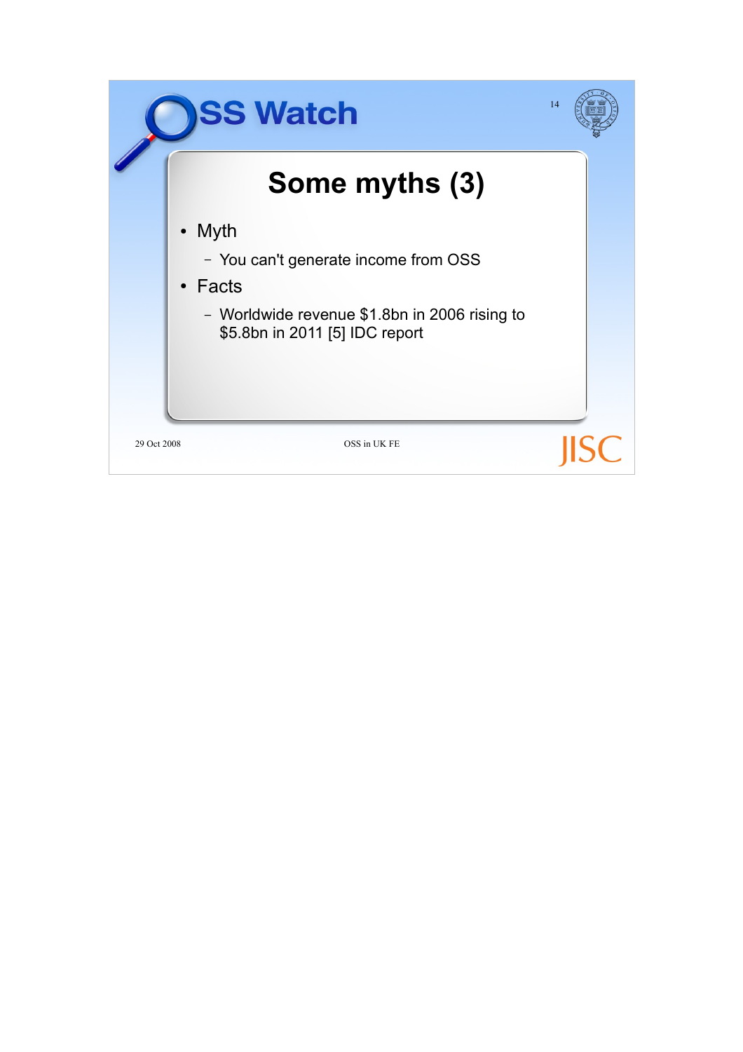# Some myths (3)

- Myth
  - You can't generate income from OSS
- Facts
  - Worldwide revenue $1.8bn in 2006 rising to $5.8bn in 2011 [5] IDC report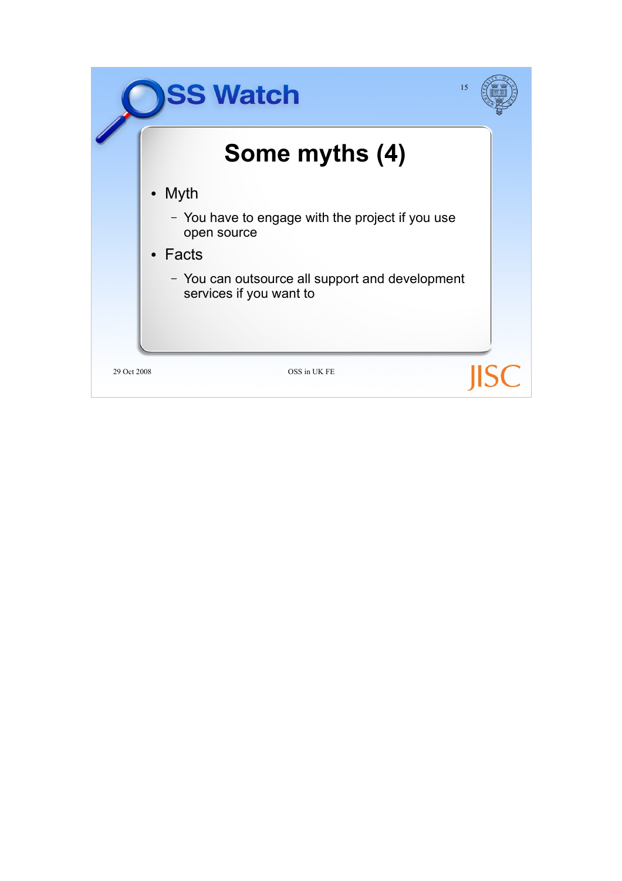# Some myths (4)

- Myth
  - You have to engage with the project if you use open source
- Facts
  - You can outsource all support and development services if you want to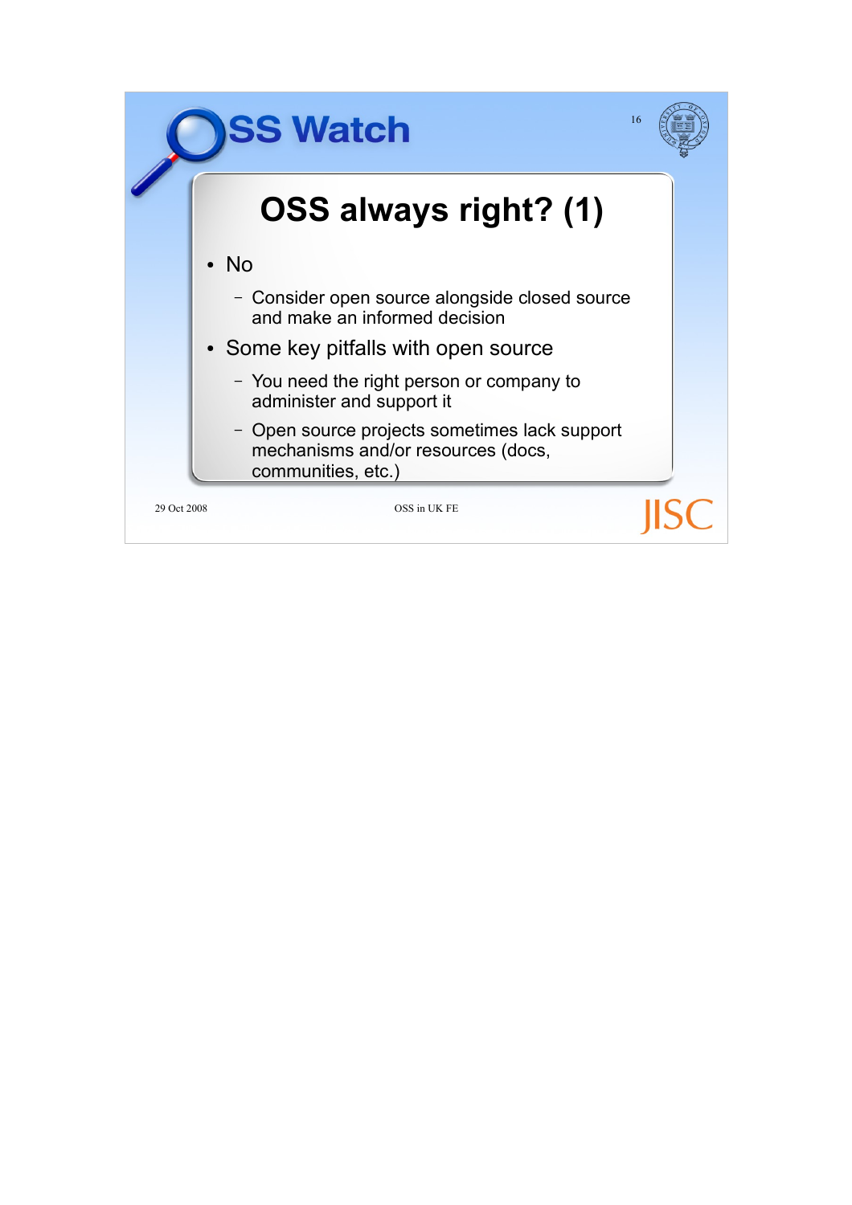# OSS always right? (1)

- No
  - Consider open source alongside closed source and make an informed decision
- Some key pitfalls with open source
  - You need the right person or company to administer and support it
  - Open source projects sometimes lack support mechanisms and/or resources (docs, communities, etc.)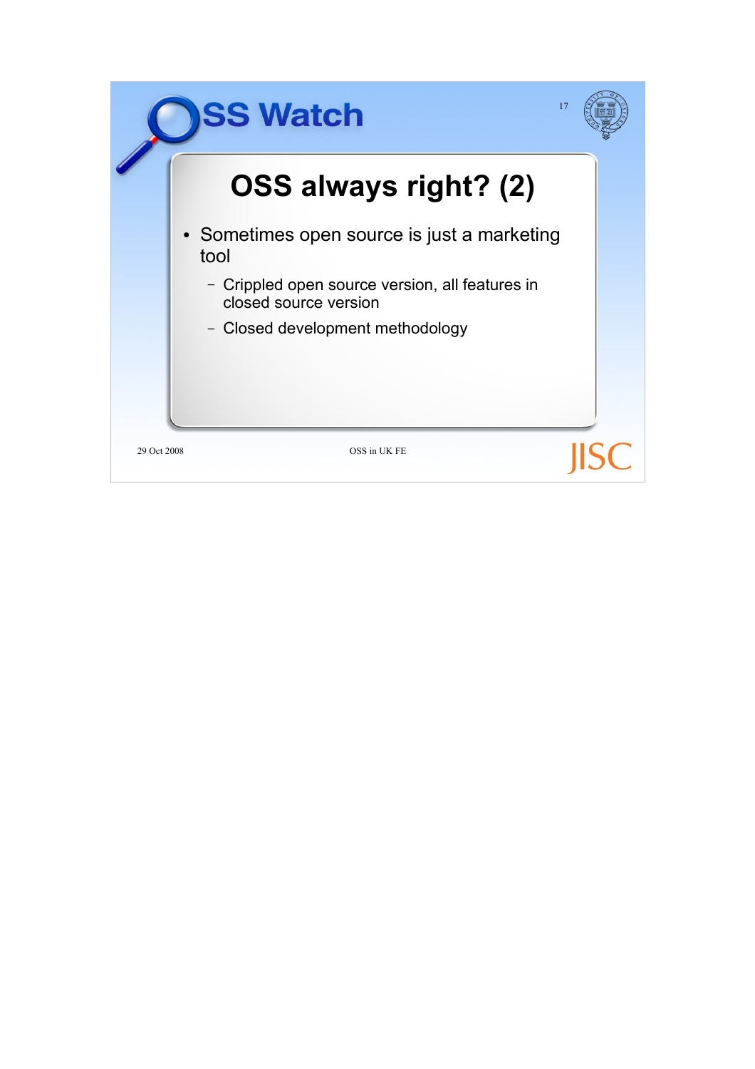# OSS always right? (2)

- Sometimes open source is just a marketing tool
  - Crippled open source version, all features in closed source version
  - Closed development methodology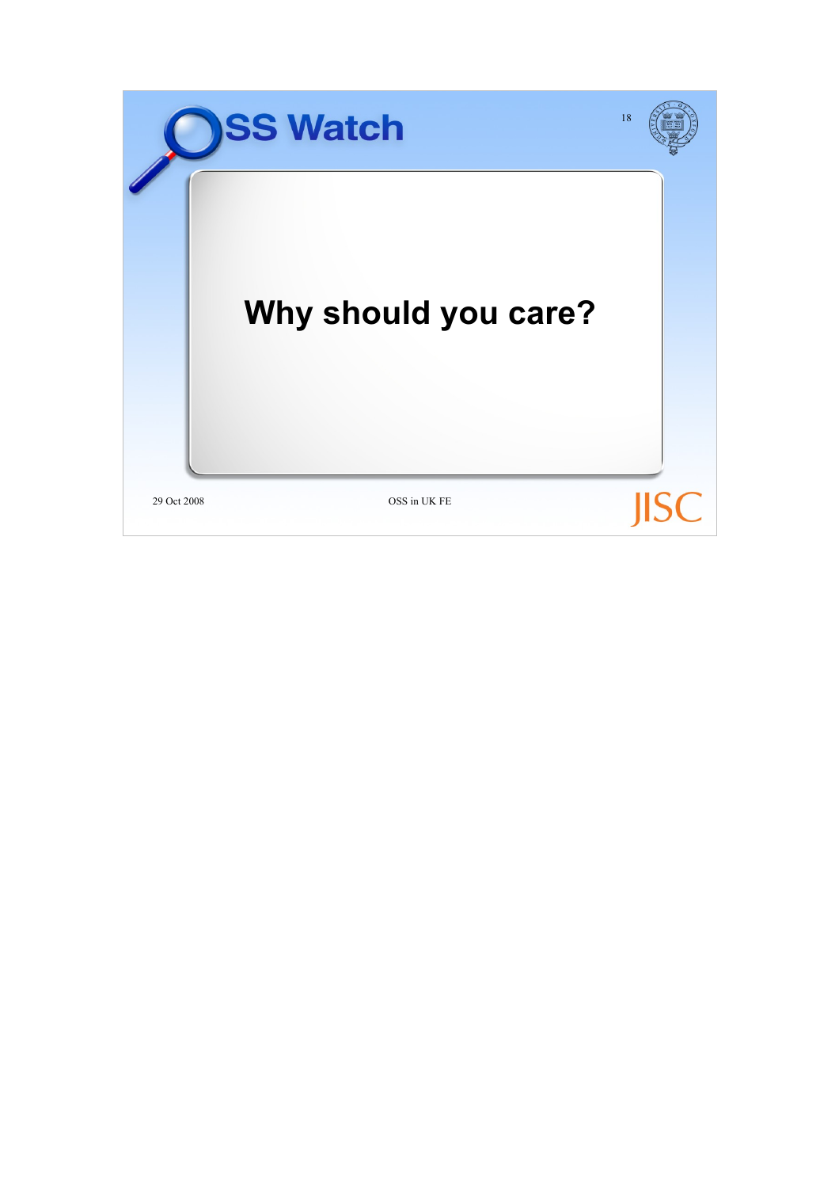# Why should you care?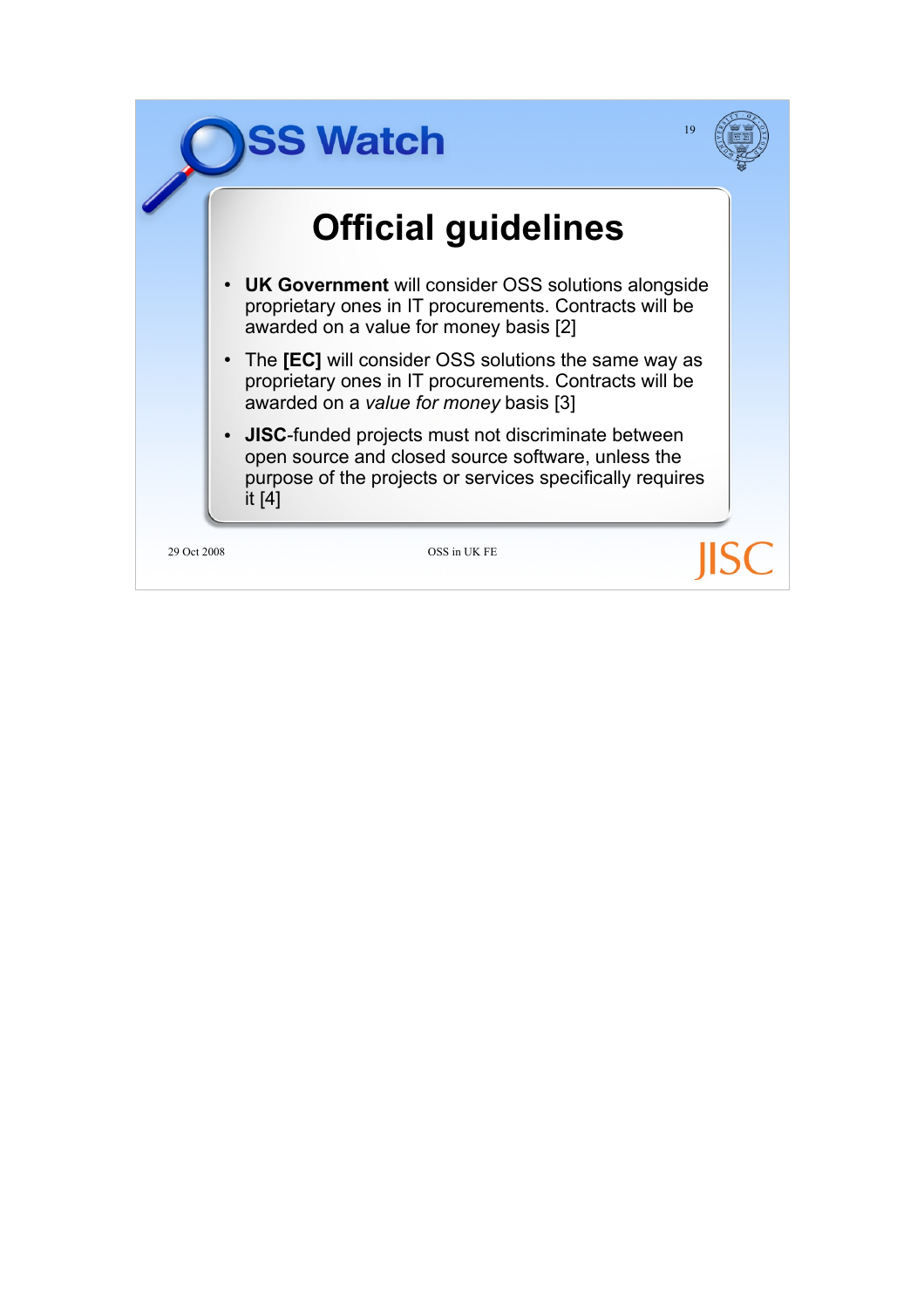# Official guidelines

- **UK Government** will consider OSS solutions alongside proprietary ones in IT procurements. Contracts will be awarded on a value for money basis [2]
- The **[EC]** will consider OSS solutions the same way as proprietary ones in IT procurements. Contracts will be awarded on a *value for money* basis [3]
- **JISC**-funded projects must not discriminate between open source and closed source software, unless the purpose of the projects or services specifically requires it [4]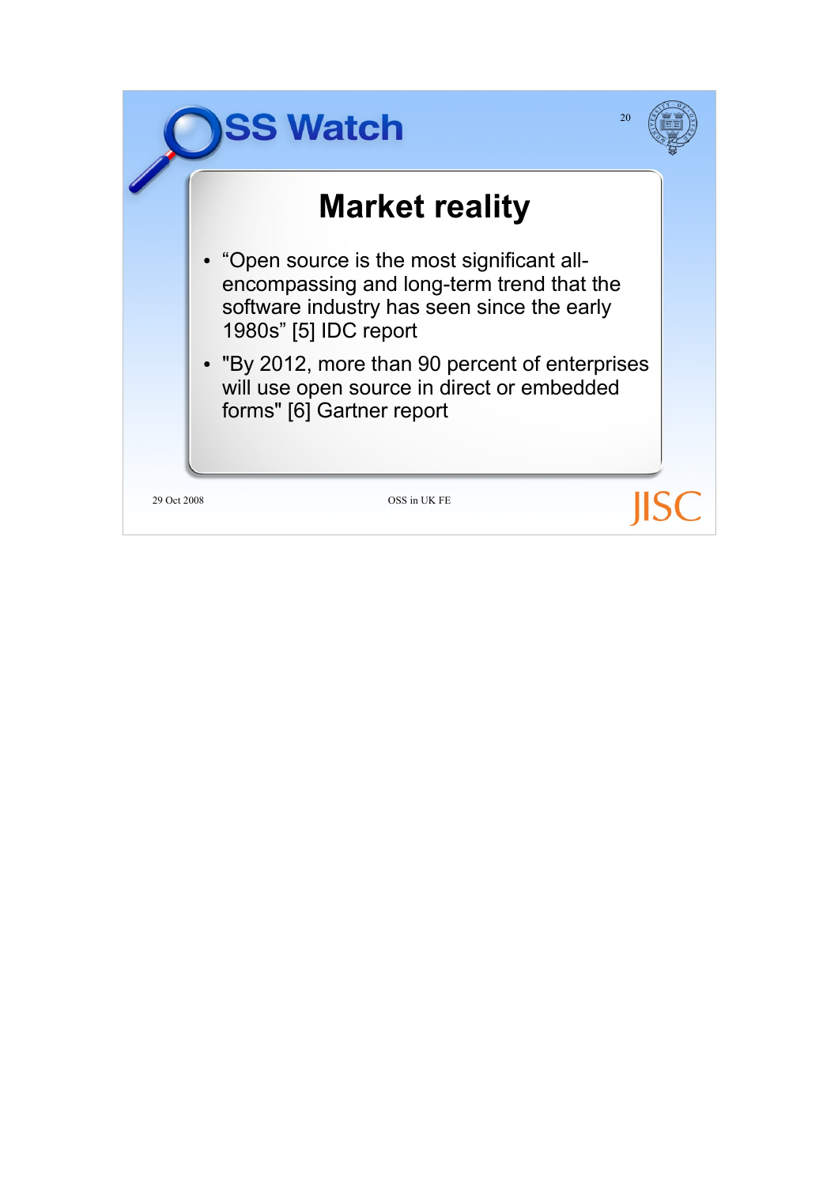# Market reality

- “Open source is the most significant all-encompassing and long-term trend that the software industry has seen since the early 1980s” [5] IDC report
- "By 2012, more than 90 percent of enterprises will use open source in direct or embedded forms" [6] Gartner report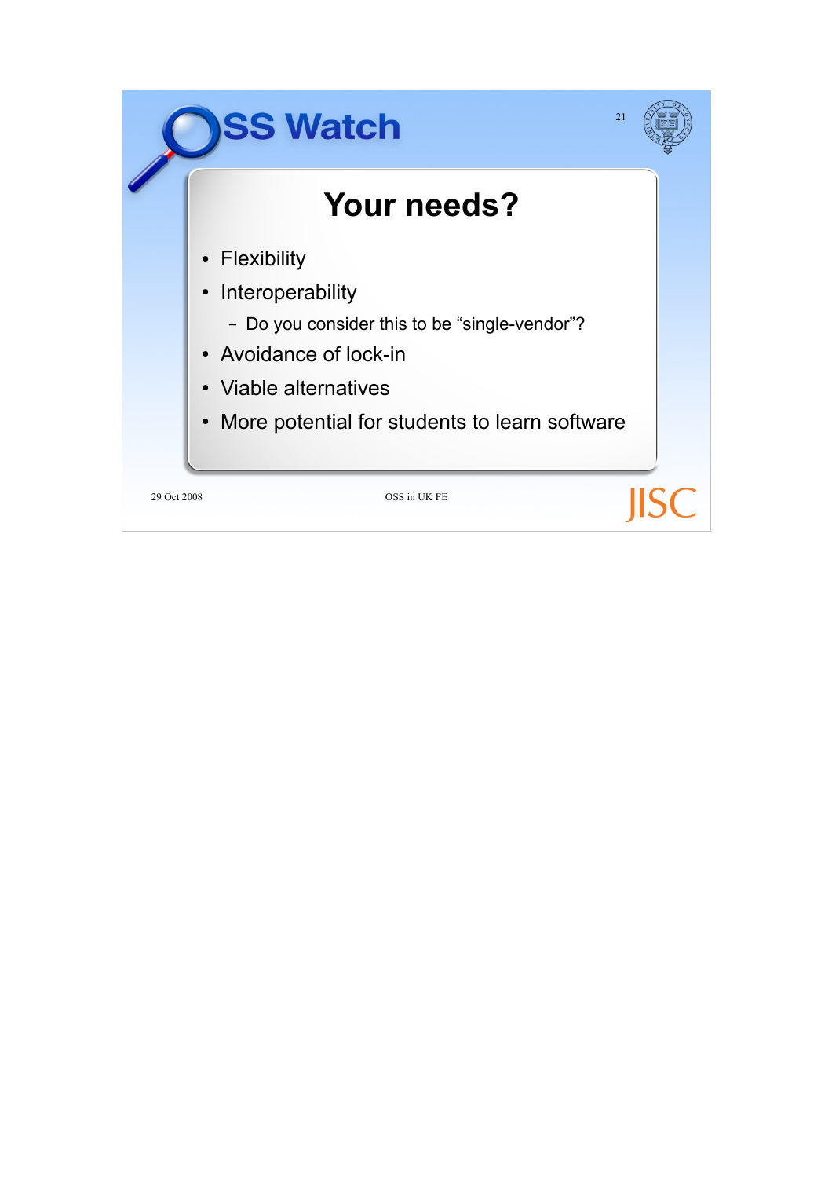# Your needs?

- Flexibility
- Interoperability
  - Do you consider this to be "single-vendor"?
- Avoidance of lock-in
- Viable alternatives
- More potential for students to learn software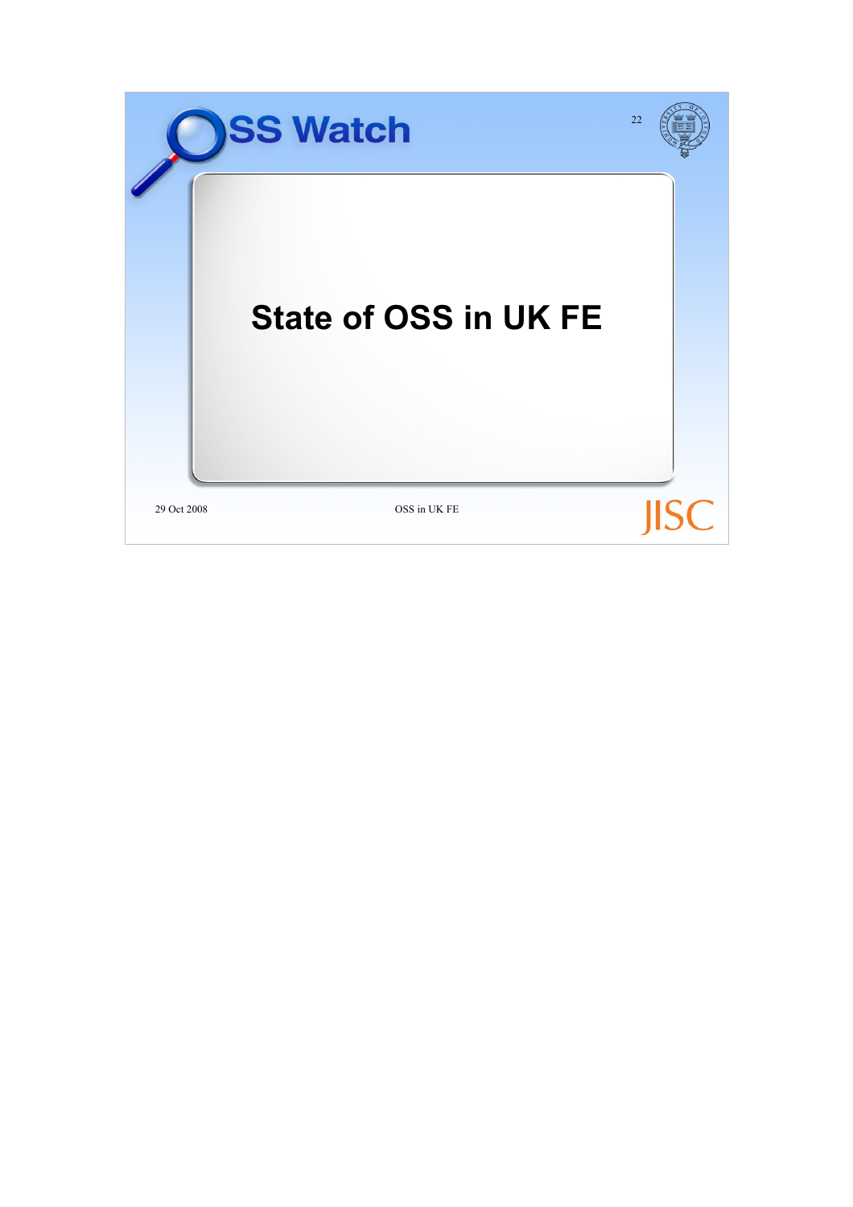# State of OSS in UK FE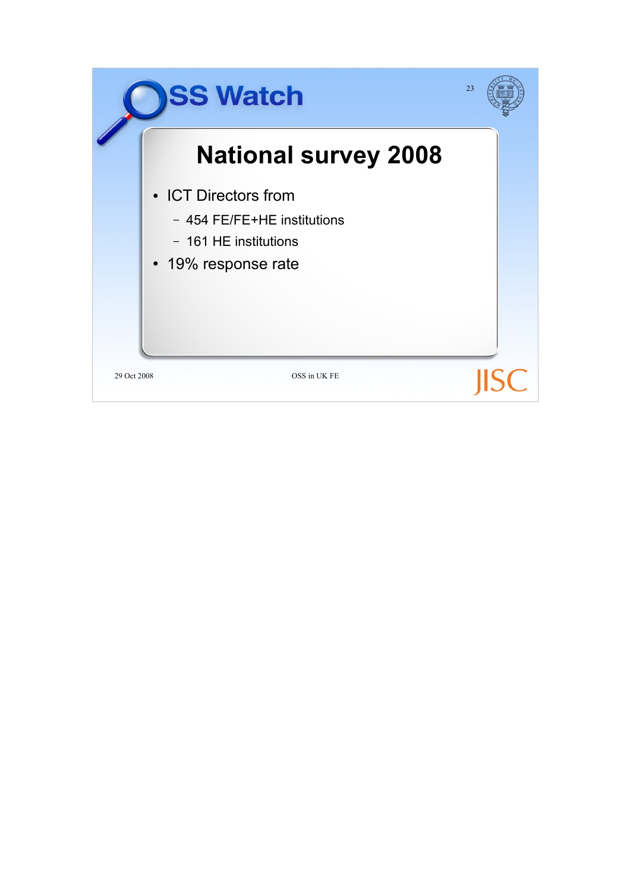# National survey 2008

- ICT Directors from
  - 454 FE/FE+HE institutions
  - 161 HE institutions
- 19% response rate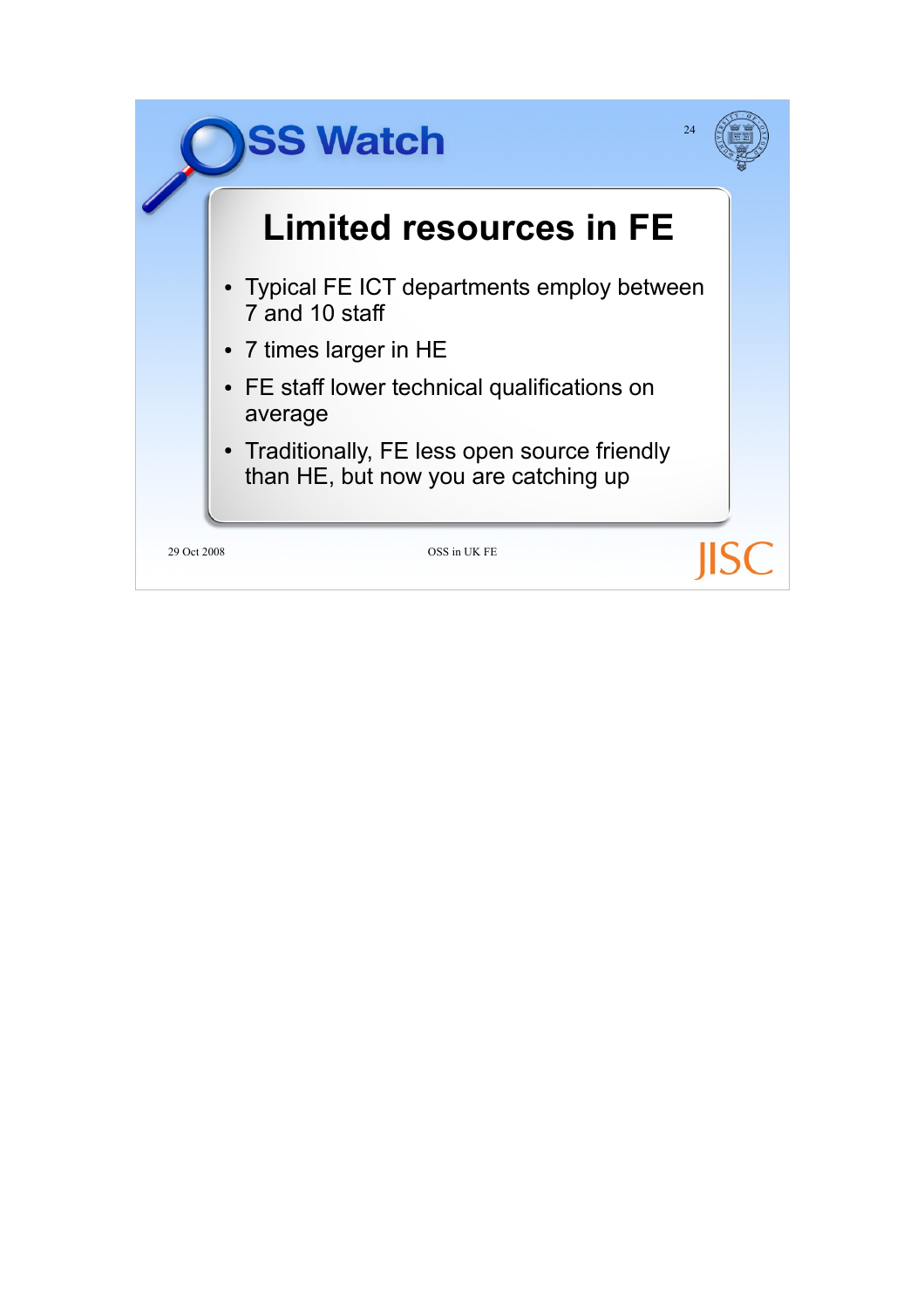# Limited resources in FE

- Typical FE ICT departments employ between 7 and 10 staff
- 7 times larger in HE
- FE staff lower technical qualifications on average
- Traditionally, FE less open source friendly than HE, but now you are catching up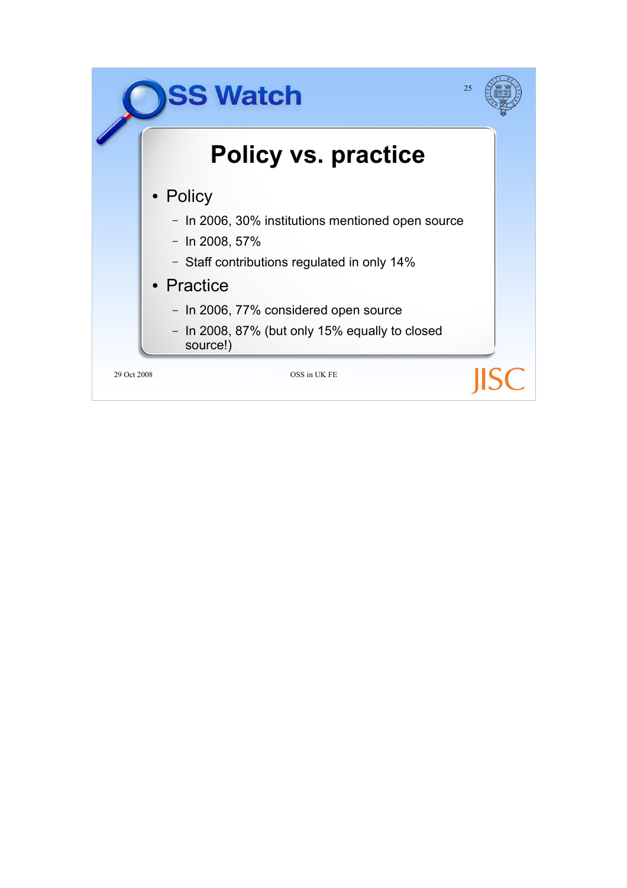# Policy vs. practice

- Policy
  - In 2006, 30% institutions mentioned open source
  - In 2008, 57%
  - Staff contributions regulated in only 14%
- Practice
  - In 2006, 77% considered open source
  - In 2008, 87% (but only 15% equally to closed source!)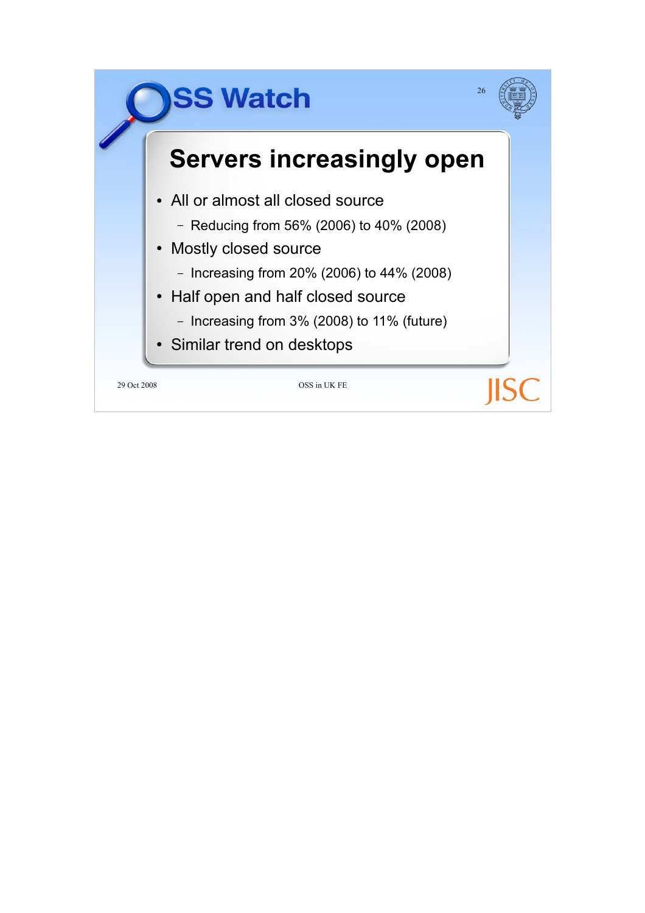## Servers increasingly open

- All or almost all closed source
  - Reducing from 56% (2006) to 40% (2008)
- Mostly closed source
  - Increasing from 20% (2006) to 44% (2008)
- Half open and half closed source
  - Increasing from 3% (2008) to 11% (future)
- Similar trend on desktops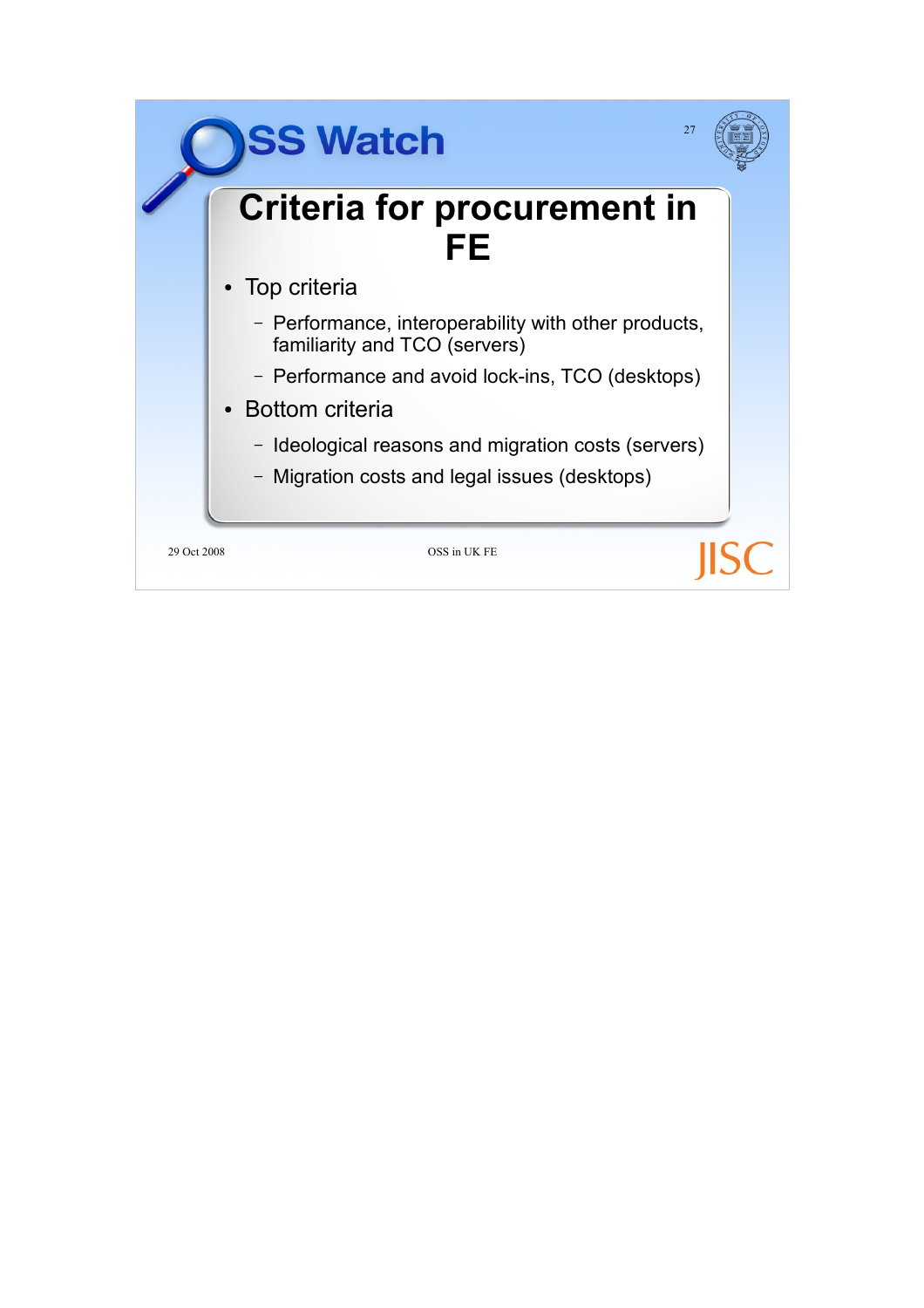# Criteria for procurement in FE

- Top criteria
  - Performance, interoperability with other products, familiarity and TCO (servers)
  - Performance and avoid lock-ins, TCO (desktops)
- Bottom criteria
  - Ideological reasons and migration costs (servers)
  - Migration costs and legal issues (desktops)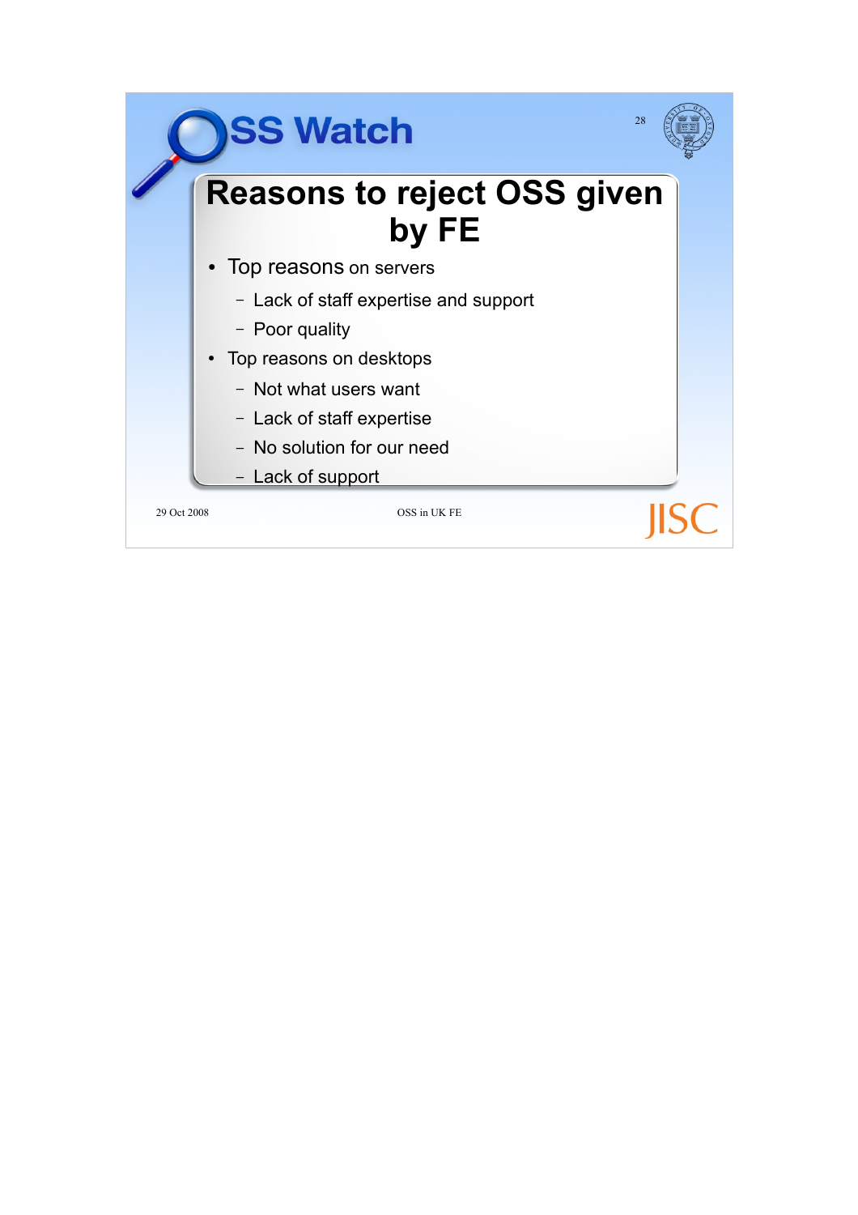# Reasons to reject OSS given by FE

- Top reasons on servers
  - Lack of staff expertise and support
  - Poor quality
- Top reasons on desktops
  - Not what users want
  - Lack of staff expertise
  - No solution for our need
  - Lack of support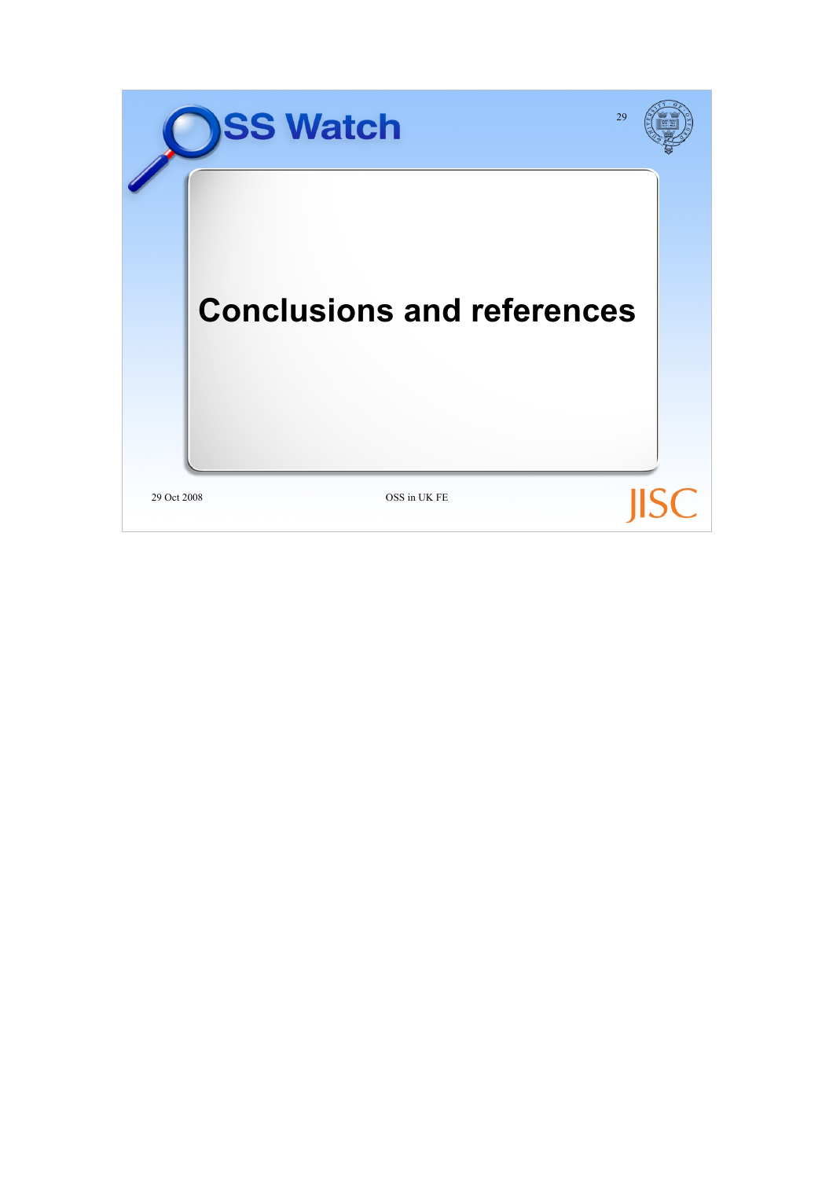# Conclusions and references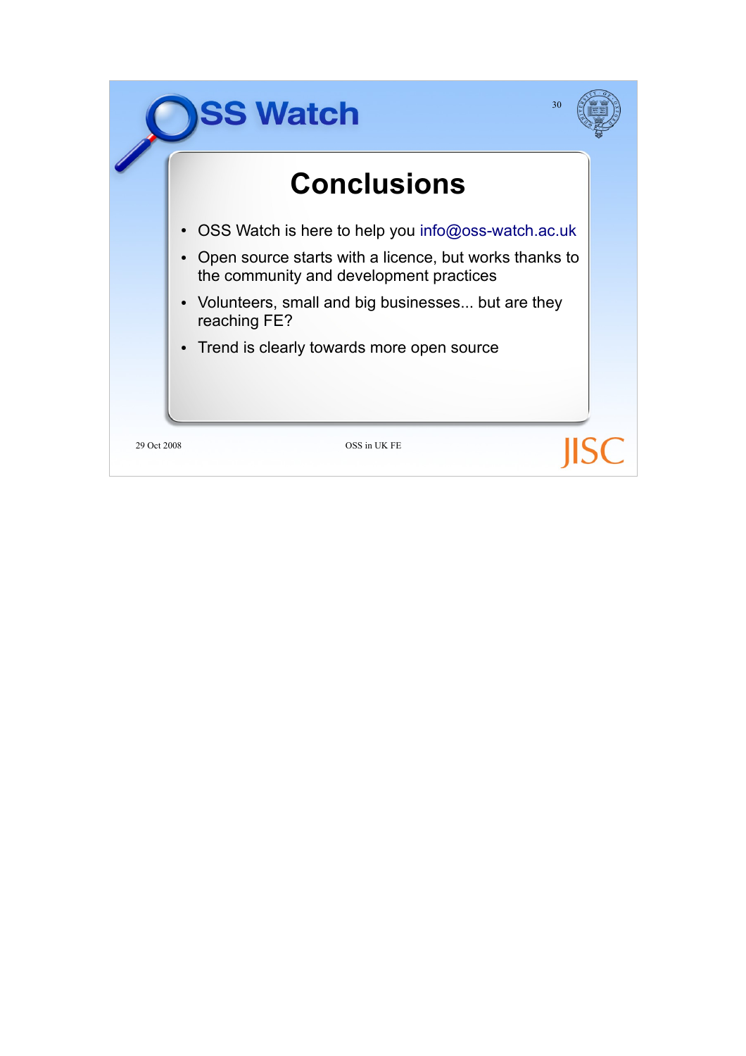# Conclusions

- OSS Watch is here to help you info@oss-watch.ac.uk
- Open source starts with a licence, but works thanks to the community and development practices
- Volunteers, small and big businesses... but are they reaching FE?
- Trend is clearly towards more open source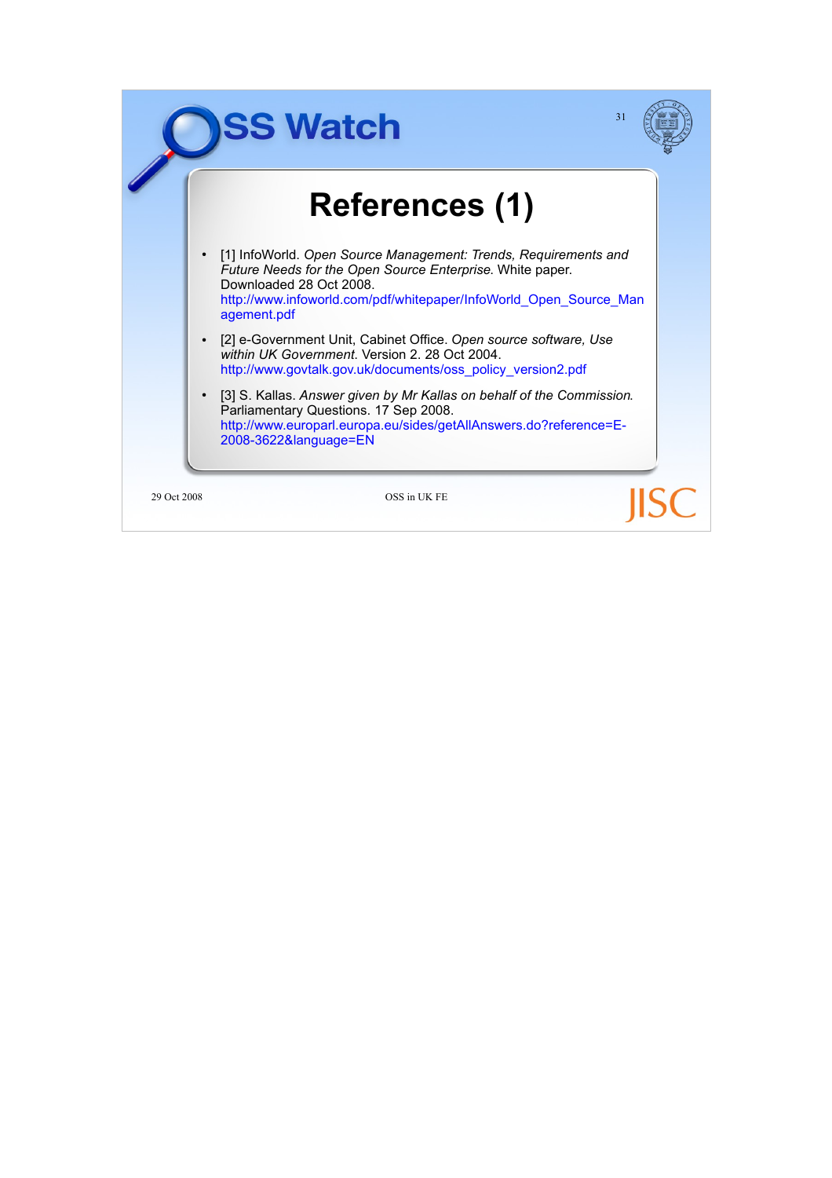# References (1)

- [1] InfoWorld. *Open Source Management: Trends, Requirements and Future Needs for the Open Source Enterprise.* White paper. Downloaded 28 Oct 2008. http://www.infoworld.com/pdf/whitepaper/InfoWorld_Open_Source_Management.pdf
- [2] e-Government Unit, Cabinet Office. *Open source software, Use within UK Government.* Version 2. 28 Oct 2004. http://www.govtalk.gov.uk/documents/oss_policy_version2.pdf
- [3] S. Kallas. *Answer given by Mr Kallas on behalf of the Commission.* Parliamentary Questions. 17 Sep 2008. http://www.europarl.europa.eu/sides/getAllAnswers.do?reference=E-2008-3622&language=EN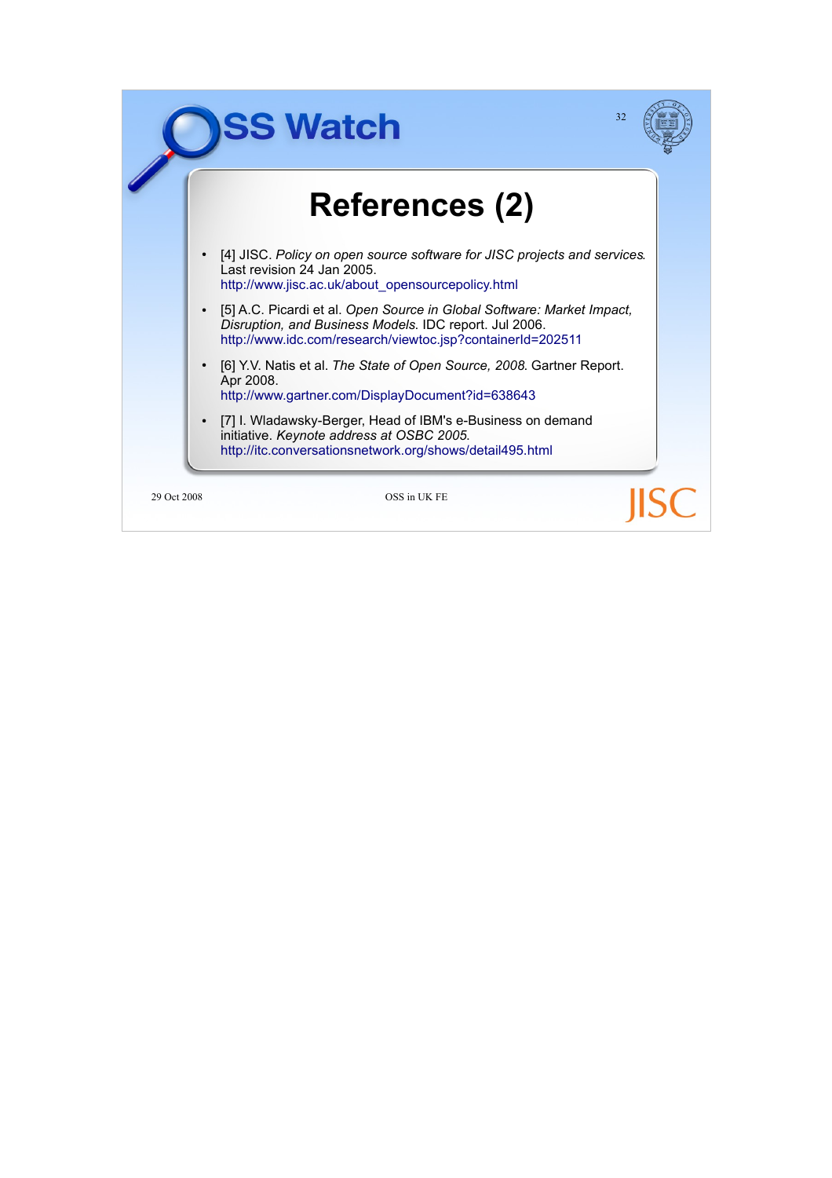# References (2)

- [4] JISC. *Policy on open source software for JISC projects and services.* Last revision 24 Jan 2005.
  http://www.jisc.ac.uk/about_opensourcepolicy.html
- [5] A.C. Picardi et al. *Open Source in Global Software: Market Impact, Disruption, and Business Models.* IDC report. Jul 2006.
  http://www.idc.com/research/viewtoc.jsp?containerId=202511
- [6] Y.V. Natis et al. *The State of Open Source, 2008.* Gartner Report. Apr 2008.
  http://www.gartner.com/DisplayDocument?id=638643
- [7] I. Wladawsky-Berger, Head of IBM's e-Business on demand initiative. *Keynote address at OSBC 2005.*
  http://itc.conversationsnetwork.org/shows/detail495.html